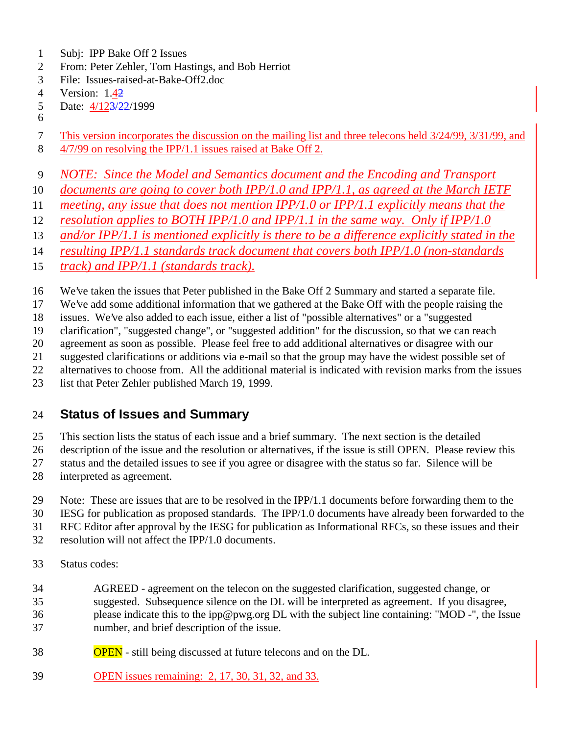Subj: IPP Bake Off 2 Issues
From: Peter Zehler, Tom Hastings, and Bob Herriot
File: Issues-raised-at-Bake-Off2.doc
Version: 1.42
Date: 4/123/22/1999

This version incorporates the discussion on the mailing list and three telecons held 3/24/99, 3/31/99, and 4/7/99 on resolving the IPP/1.1 issues raised at Bake Off 2.

*NOTE: Since the Model and Semantics document and the Encoding and Transport documents are going to cover both IPP/1.0 and IPP/1.1, as agreed at the March IETF meeting, any issue that does not mention IPP/1.0 or IPP/1.1 explicitly means that the resolution applies to BOTH IPP/1.0 and IPP/1.1 in the same way. Only if IPP/1.0 and/or IPP/1.1 is mentioned explicitly is there to be a difference explicitly stated in the resulting IPP/1.1 standards track document that covers both IPP/1.0 (non-standards track) and IPP/1.1 (standards track).*

We've taken the issues that Peter published in the Bake Off 2 Summary and started a separate file. We've add some additional information that we gathered at the Bake Off with the people raising the issues. We've also added to each issue, either a list of "possible alternatives" or a "suggested clarification", "suggested change", or "suggested addition" for the discussion, so that we can reach agreement as soon as possible. Please feel free to add additional alternatives or disagree with our suggested clarifications or additions via e-mail so that the group may have the widest possible set of alternatives to choose from. All the additional material is indicated with revision marks from the issues list that Peter Zehler published March 19, 1999.

## Status of Issues and Summary

This section lists the status of each issue and a brief summary. The next section is the detailed description of the issue and the resolution or alternatives, if the issue is still OPEN. Please review this status and the detailed issues to see if you agree or disagree with the status so far. Silence will be interpreted as agreement.

Note: These are issues that are to be resolved in the IPP/1.1 documents before forwarding them to the IESG for publication as proposed standards. The IPP/1.0 documents have already been forwarded to the RFC Editor after approval by the IESG for publication as Informational RFCs, so these issues and their resolution will not affect the IPP/1.0 documents.

Status codes:

AGREED - agreement on the telecon on the suggested clarification, suggested change, or suggested. Subsequence silence on the DL will be interpreted as agreement. If you disagree, please indicate this to the ipp@pwg.org DL with the subject line containing: "MOD -", the Issue number, and brief description of the issue.

OPEN - still being discussed at future telecons and on the DL.

OPEN issues remaining: 2, 17, 30, 31, 32, and 33.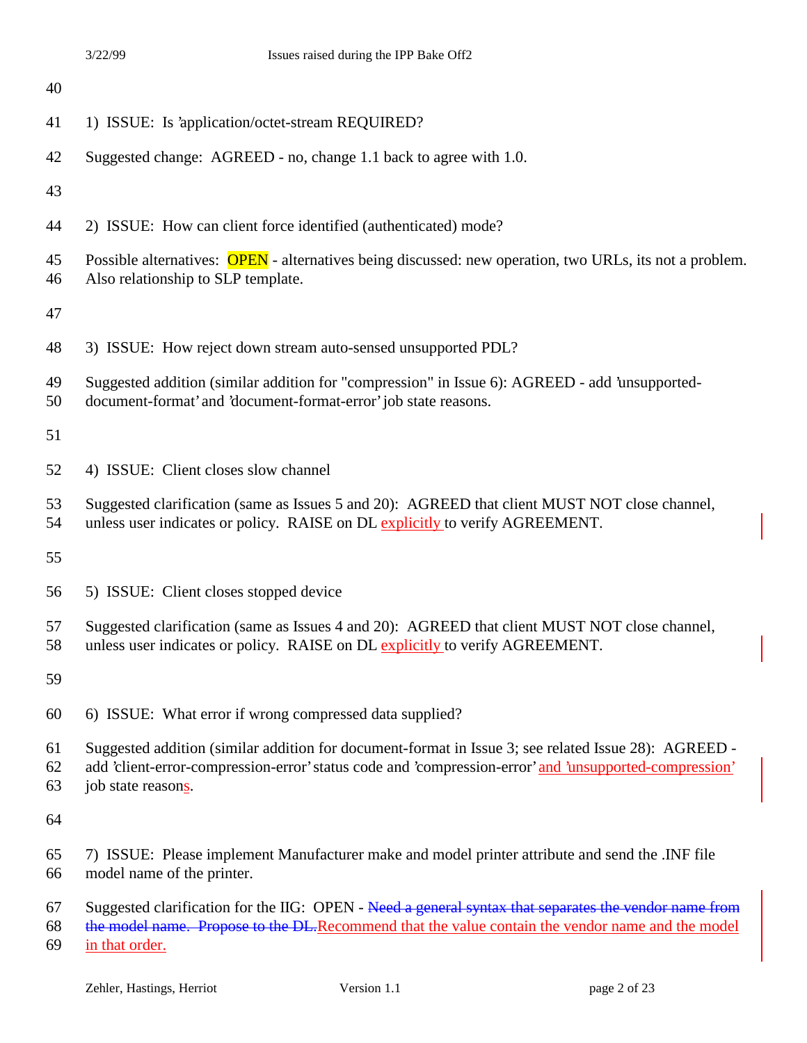1) ISSUE: Is 'application/octet-stream REQUIRED?

Suggested change: AGREED - no, change 1.1 back to agree with 1.0.

2) ISSUE: How can client force identified (authenticated) mode?

Possible alternatives: OPEN - alternatives being discussed: new operation, two URLs, its not a problem. Also relationship to SLP template.

3) ISSUE: How reject down stream auto-sensed unsupported PDL?

Suggested addition (similar addition for "compression" in Issue 6): AGREED - add 'unsupported-document-format' and 'document-format-error' job state reasons.

4) ISSUE: Client closes slow channel

Suggested clarification (same as Issues 5 and 20): AGREED that client MUST NOT close channel, unless user indicates or policy. RAISE on DL explicitly to verify AGREEMENT.

5) ISSUE: Client closes stopped device

Suggested clarification (same as Issues 4 and 20): AGREED that client MUST NOT close channel, unless user indicates or policy. RAISE on DL explicitly to verify AGREEMENT.

6) ISSUE: What error if wrong compressed data supplied?

Suggested addition (similar addition for document-format in Issue 3; see related Issue 28): AGREED - add 'client-error-compression-error' status code and 'compression-error' and 'unsupported-compression' job state reasons.

7) ISSUE: Please implement Manufacturer make and model printer attribute and send the .INF file model name of the printer.

Suggested clarification for the IIG: OPEN - ~~Need a general syntax that separates the vendor name from the model name. Propose to the DL.~~Recommend that the value contain the vendor name and the model in that order.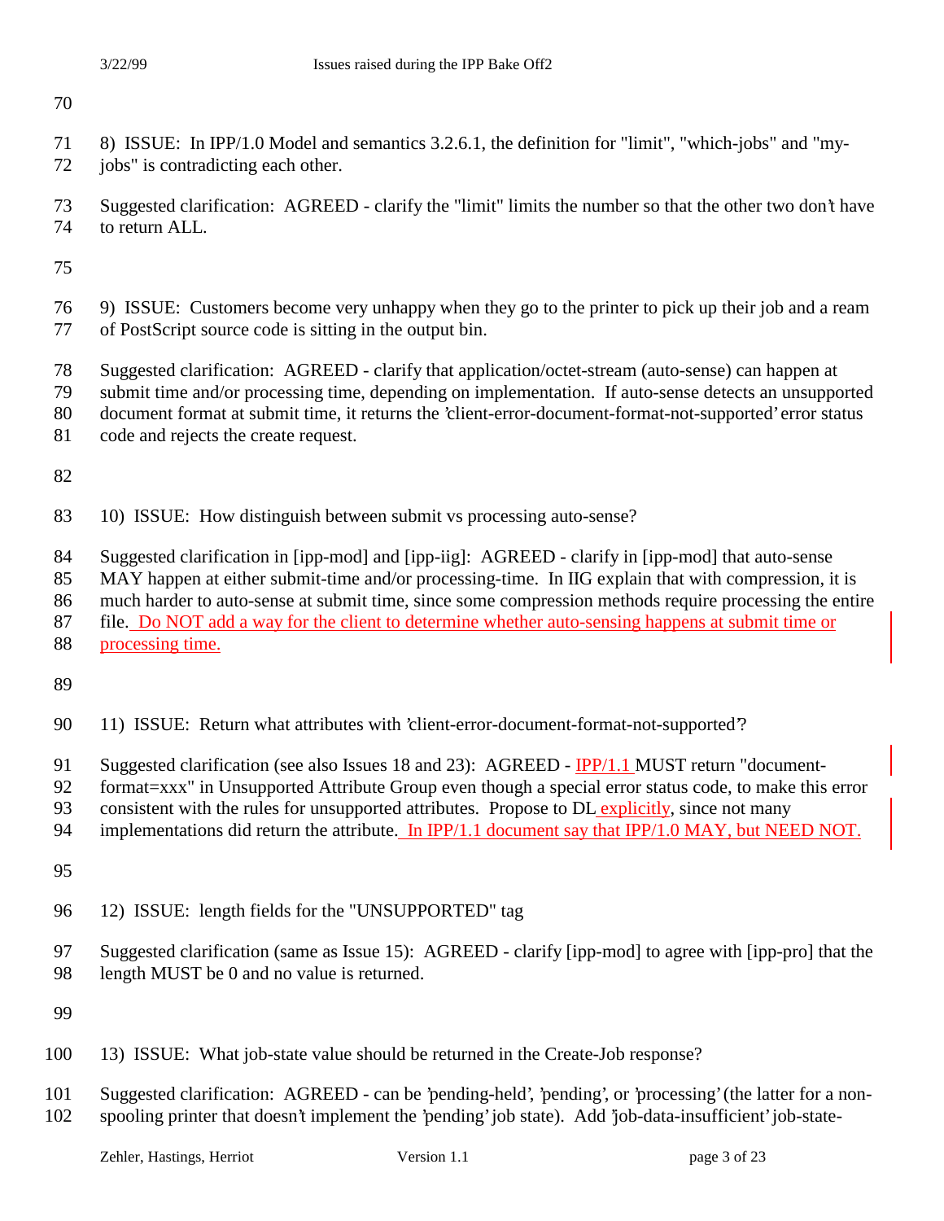8) ISSUE: In IPP/1.0 Model and semantics 3.2.6.1, the definition for "limit", "which-jobs" and "my-jobs" is contradicting each other.

Suggested clarification: AGREED - clarify the "limit" limits the number so that the other two don't have to return ALL.

9) ISSUE: Customers become very unhappy when they go to the printer to pick up their job and a ream of PostScript source code is sitting in the output bin.

Suggested clarification: AGREED - clarify that application/octet-stream (auto-sense) can happen at submit time and/or processing time, depending on implementation. If auto-sense detects an unsupported document format at submit time, it returns the 'client-error-document-format-not-supported' error status code and rejects the create request.

10) ISSUE: How distinguish between submit vs processing auto-sense?

Suggested clarification in [ipp-mod] and [ipp-iig]: AGREED - clarify in [ipp-mod] that auto-sense MAY happen at either submit-time and/or processing-time. In IIG explain that with compression, it is much harder to auto-sense at submit time, since some compression methods require processing the entire file. Do NOT add a way for the client to determine whether auto-sensing happens at submit time or processing time.

11) ISSUE: Return what attributes with 'client-error-document-format-not-supported'?

Suggested clarification (see also Issues 18 and 23): AGREED - IPP/1.1 MUST return "document-format=xxx" in Unsupported Attribute Group even though a special error status code, to make this error consistent with the rules for unsupported attributes. Propose to DL explicitly, since not many implementations did return the attribute. In IPP/1.1 document say that IPP/1.0 MAY, but NEED NOT.

12) ISSUE: length fields for the "UNSUPPORTED" tag

Suggested clarification (same as Issue 15): AGREED - clarify [ipp-mod] to agree with [ipp-pro] that the length MUST be 0 and no value is returned.

13) ISSUE: What job-state value should be returned in the Create-Job response?

Suggested clarification: AGREED - can be 'pending-held', 'pending', or 'processing' (the latter for a non-spooling printer that doesn't implement the 'pending' job state). Add 'job-data-insufficient' job-state-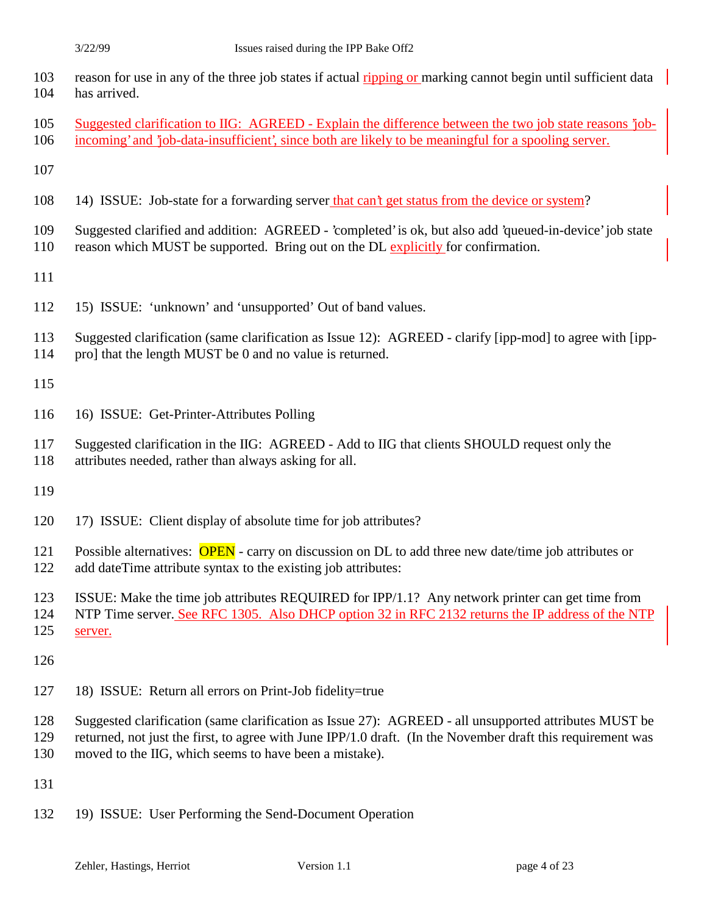reason for use in any of the three job states if actual ripping or marking cannot begin until sufficient data has arrived.

Suggested clarification to IIG: AGREED - Explain the difference between the two job state reasons 'job-incoming' and 'job-data-insufficient', since both are likely to be meaningful for a spooling server.

14) ISSUE: Job-state for a forwarding server that can't get status from the device or system?

Suggested clarified and addition: AGREED - 'completed' is ok, but also add 'queued-in-device' job state reason which MUST be supported. Bring out on the DL explicitly for confirmation.

15) ISSUE: 'unknown' and 'unsupported' Out of band values.

Suggested clarification (same clarification as Issue 12): AGREED - clarify [ipp-mod] to agree with [ipp-pro] that the length MUST be 0 and no value is returned.

16) ISSUE: Get-Printer-Attributes Polling

Suggested clarification in the IIG: AGREED - Add to IIG that clients SHOULD request only the attributes needed, rather than always asking for all.

17) ISSUE: Client display of absolute time for job attributes?

Possible alternatives: OPEN - carry on discussion on DL to add three new date/time job attributes or add dateTime attribute syntax to the existing job attributes:

ISSUE: Make the time job attributes REQUIRED for IPP/1.1? Any network printer can get time from NTP Time server. See RFC 1305. Also DHCP option 32 in RFC 2132 returns the IP address of the NTP server.

18) ISSUE: Return all errors on Print-Job fidelity=true

Suggested clarification (same clarification as Issue 27): AGREED - all unsupported attributes MUST be returned, not just the first, to agree with June IPP/1.0 draft. (In the November draft this requirement was moved to the IIG, which seems to have been a mistake).

19) ISSUE: User Performing the Send-Document Operation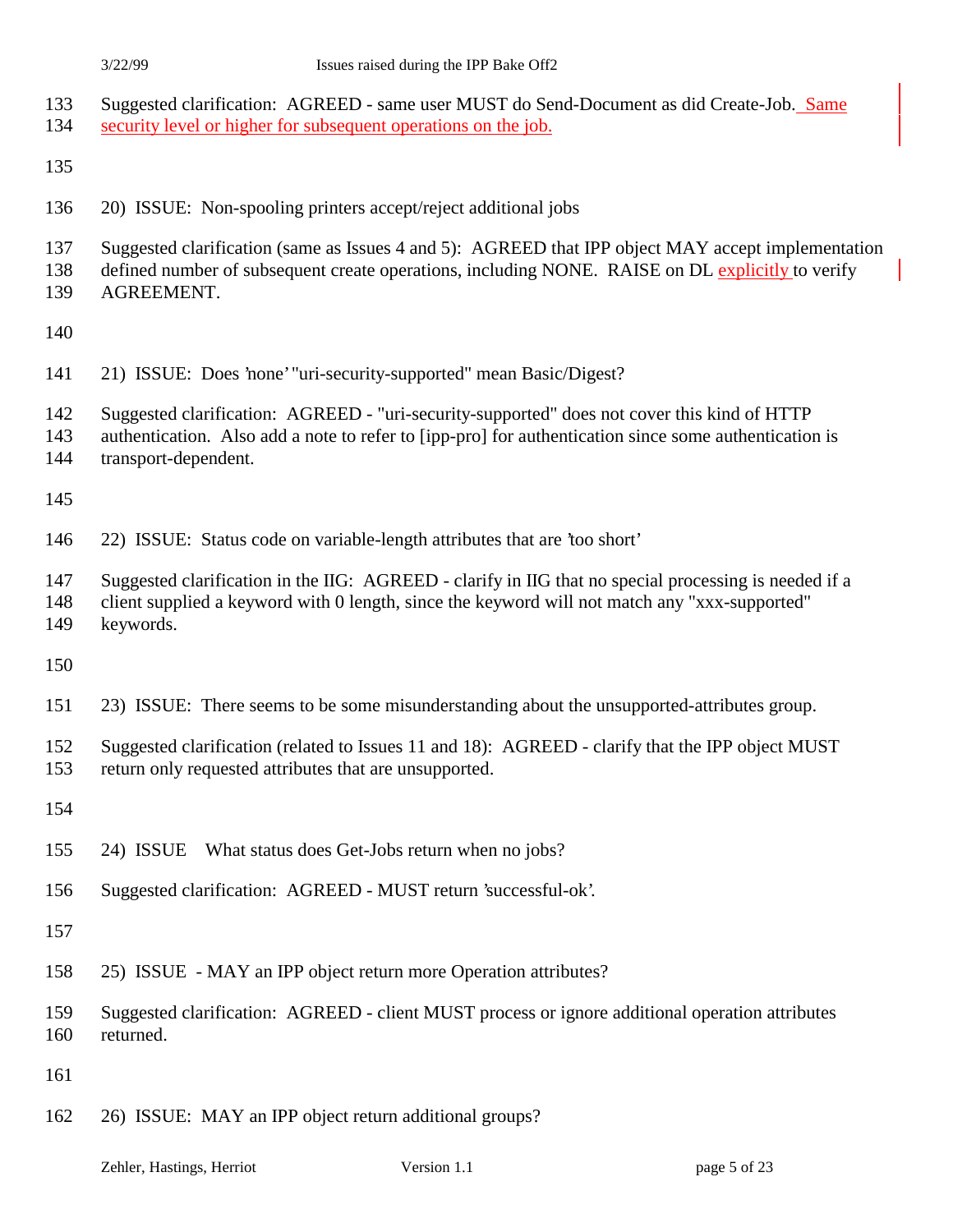Suggested clarification: AGREED - same user MUST do Send-Document as did Create-Job. Same security level or higher for subsequent operations on the job.

20) ISSUE: Non-spooling printers accept/reject additional jobs

Suggested clarification (same as Issues 4 and 5): AGREED that IPP object MAY accept implementation defined number of subsequent create operations, including NONE. RAISE on DL explicitly to verify AGREEMENT.

21) ISSUE: Does 'none' "uri-security-supported" mean Basic/Digest?

Suggested clarification: AGREED - "uri-security-supported" does not cover this kind of HTTP authentication. Also add a note to refer to [ipp-pro] for authentication since some authentication is transport-dependent.

22) ISSUE: Status code on variable-length attributes that are 'too short'

Suggested clarification in the IIG: AGREED - clarify in IIG that no special processing is needed if a client supplied a keyword with 0 length, since the keyword will not match any "xxx-supported" keywords.

23) ISSUE: There seems to be some misunderstanding about the unsupported-attributes group.

Suggested clarification (related to Issues 11 and 18): AGREED - clarify that the IPP object MUST return only requested attributes that are unsupported.

24) ISSUE What status does Get-Jobs return when no jobs?

Suggested clarification: AGREED - MUST return 'successful-ok'.

25) ISSUE - MAY an IPP object return more Operation attributes?

Suggested clarification: AGREED - client MUST process or ignore additional operation attributes returned.

26) ISSUE: MAY an IPP object return additional groups?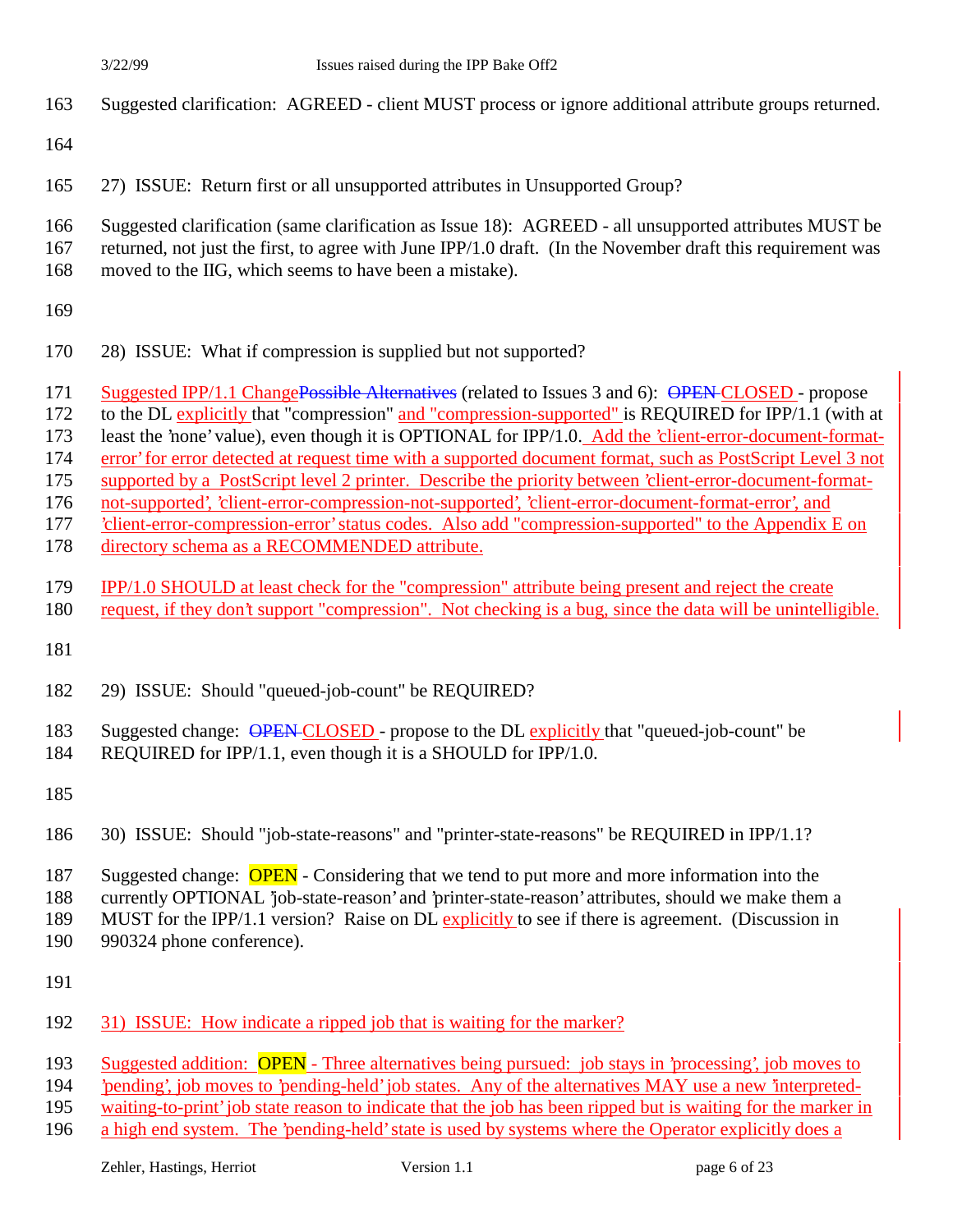Suggested clarification: AGREED - client MUST process or ignore additional attribute groups returned.

27) ISSUE: Return first or all unsupported attributes in Unsupported Group?

Suggested clarification (same clarification as Issue 18): AGREED - all unsupported attributes MUST be returned, not just the first, to agree with June IPP/1.0 draft. (In the November draft this requirement was moved to the IIG, which seems to have been a mistake).

28) ISSUE: What if compression is supplied but not supported?

Suggested IPP/1.1 ChangePossible Alternatives (related to Issues 3 and 6): OPEN CLOSED - propose to the DL explicitly that "compression" and "compression-supported" is REQUIRED for IPP/1.1 (with at least the 'none' value), even though it is OPTIONAL for IPP/1.0. Add the 'client-error-document-format-error' for error detected at request time with a supported document format, such as PostScript Level 3 not supported by a PostScript level 2 printer. Describe the priority between 'client-error-document-format-not-supported', 'client-error-compression-not-supported', 'client-error-document-format-error', and 'client-error-compression-error' status codes. Also add "compression-supported" to the Appendix E on directory schema as a RECOMMENDED attribute.

IPP/1.0 SHOULD at least check for the "compression" attribute being present and reject the create request, if they don't support "compression". Not checking is a bug, since the data will be unintelligible.

29) ISSUE: Should "queued-job-count" be REQUIRED?

Suggested change: OPEN CLOSED - propose to the DL explicitly that "queued-job-count" be REQUIRED for IPP/1.1, even though it is a SHOULD for IPP/1.0.

30) ISSUE: Should "job-state-reasons" and "printer-state-reasons" be REQUIRED in IPP/1.1?

Suggested change: OPEN - Considering that we tend to put more and more information into the currently OPTIONAL 'job-state-reason' and 'printer-state-reason' attributes, should we make them a MUST for the IPP/1.1 version? Raise on DL explicitly to see if there is agreement. (Discussion in 990324 phone conference).

31) ISSUE: How indicate a ripped job that is waiting for the marker?

Suggested addition: OPEN - Three alternatives being pursued: job stays in 'processing', job moves to 'pending', job moves to 'pending-held' job states. Any of the alternatives MAY use a new 'interpreted-waiting-to-print' job state reason to indicate that the job has been ripped but is waiting for the marker in a high end system. The 'pending-held' state is used by systems where the Operator explicitly does a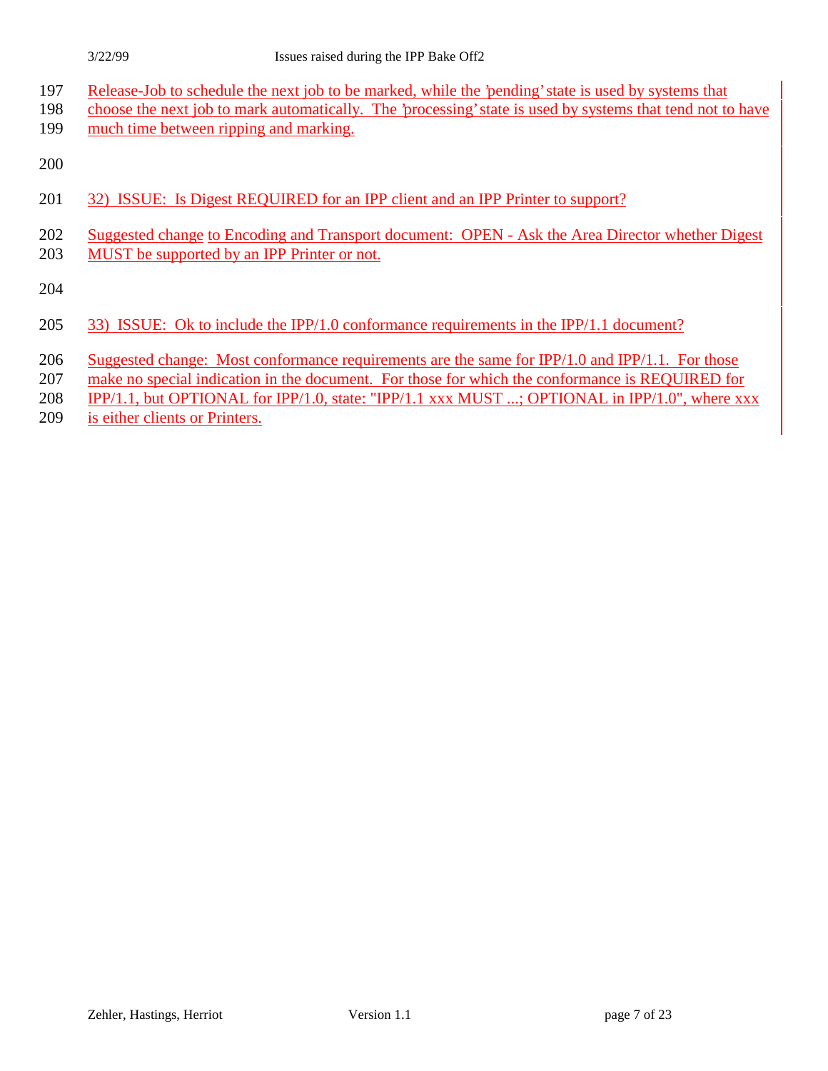Release-Job to schedule the next job to be marked, while the 'pending' state is used by systems that choose the next job to mark automatically. The 'processing' state is used by systems that tend not to have much time between ripping and marking.

32) ISSUE: Is Digest REQUIRED for an IPP client and an IPP Printer to support?

Suggested change to Encoding and Transport document: OPEN - Ask the Area Director whether Digest MUST be supported by an IPP Printer or not.

33) ISSUE: Ok to include the IPP/1.0 conformance requirements in the IPP/1.1 document?

Suggested change: Most conformance requirements are the same for IPP/1.0 and IPP/1.1. For those make no special indication in the document. For those for which the conformance is REQUIRED for IPP/1.1, but OPTIONAL for IPP/1.0, state: "IPP/1.1 xxx MUST ...; OPTIONAL in IPP/1.0", where xxx is either clients or Printers.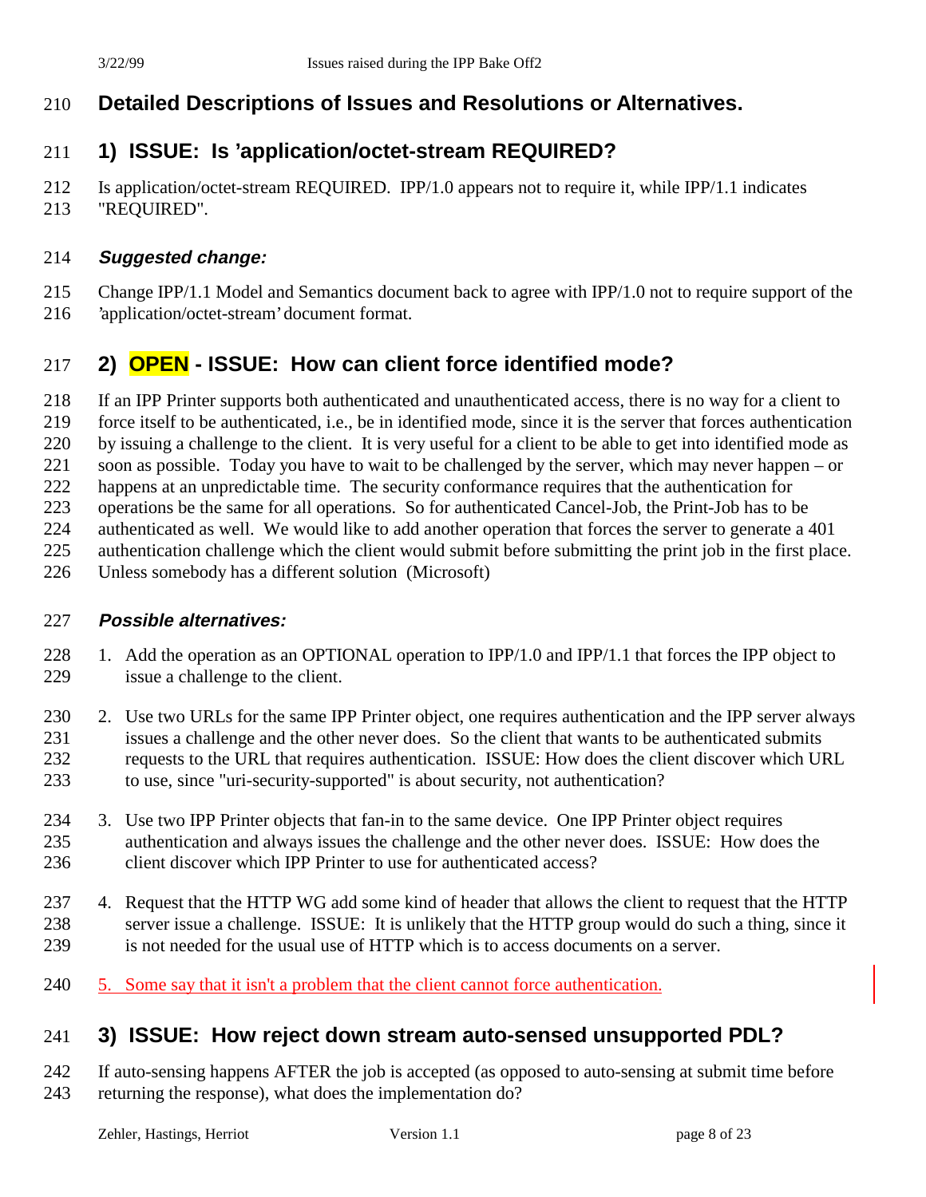# Detailed Descriptions of Issues and Resolutions or Alternatives.

## 1) ISSUE: Is 'application/octet-stream REQUIRED?

Is application/octet-stream REQUIRED. IPP/1.0 appears not to require it, while IPP/1.1 indicates "REQUIRED".

### *Suggested change:*

Change IPP/1.1 Model and Semantics document back to agree with IPP/1.0 not to require support of the 'application/octet-stream' document format.

## 2) OPEN - ISSUE: How can client force identified mode?

If an IPP Printer supports both authenticated and unauthenticated access, there is no way for a client to force itself to be authenticated, i.e., be in identified mode, since it is the server that forces authentication by issuing a challenge to the client. It is very useful for a client to be able to get into identified mode as soon as possible. Today you have to wait to be challenged by the server, which may never happen – or happens at an unpredictable time. The security conformance requires that the authentication for operations be the same for all operations. So for authenticated Cancel-Job, the Print-Job has to be authenticated as well. We would like to add another operation that forces the server to generate a 401 authentication challenge which the client would submit before submitting the print job in the first place. Unless somebody has a different solution (Microsoft)

### *Possible alternatives:*

1. Add the operation as an OPTIONAL operation to IPP/1.0 and IPP/1.1 that forces the IPP object to issue a challenge to the client.

2. Use two URLs for the same IPP Printer object, one requires authentication and the IPP server always issues a challenge and the other never does. So the client that wants to be authenticated submits requests to the URL that requires authentication. ISSUE: How does the client discover which URL to use, since "uri-security-supported" is about security, not authentication?

3. Use two IPP Printer objects that fan-in to the same device. One IPP Printer object requires authentication and always issues the challenge and the other never does. ISSUE: How does the client discover which IPP Printer to use for authenticated access?

4. Request that the HTTP WG add some kind of header that allows the client to request that the HTTP server issue a challenge. ISSUE: It is unlikely that the HTTP group would do such a thing, since it is not needed for the usual use of HTTP which is to access documents on a server.

5. Some say that it isn't a problem that the client cannot force authentication.

## 3) ISSUE: How reject down stream auto-sensed unsupported PDL?

If auto-sensing happens AFTER the job is accepted (as opposed to auto-sensing at submit time before returning the response), what does the implementation do?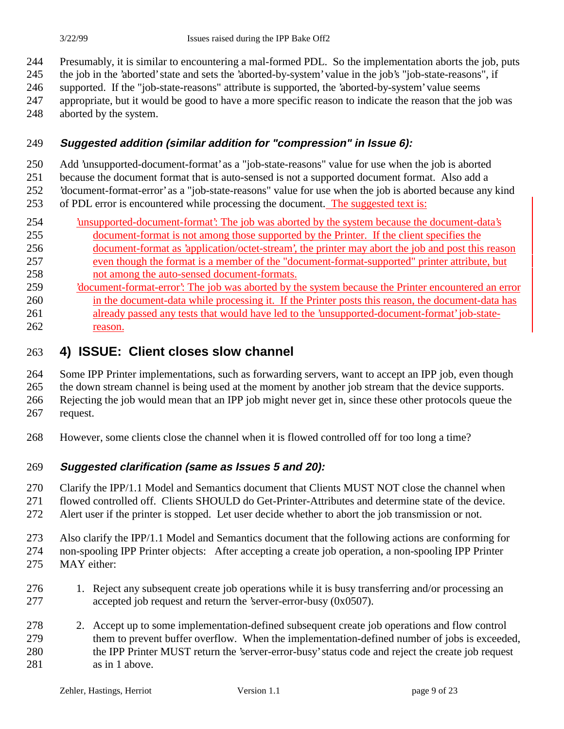Presumably, it is similar to encountering a mal-formed PDL. So the implementation aborts the job, puts the job in the 'aborted' state and sets the 'aborted-by-system' value in the job's "job-state-reasons", if supported. If the "job-state-reasons" attribute is supported, the 'aborted-by-system' value seems appropriate, but it would be good to have a more specific reason to indicate the reason that the job was aborted by the system.

### *Suggested addition (similar addition for "compression" in Issue 6):*

Add 'unsupported-document-format' as a "job-state-reasons" value for use when the job is aborted because the document format that is auto-sensed is not a supported document format. Also add a 'document-format-error' as a "job-state-reasons" value for use when the job is aborted because any kind of PDL error is encountered while processing the document. The suggested text is:

> 'unsupported-document-format': The job was aborted by the system because the document-data's document-format is not among those supported by the Printer. If the client specifies the document-format as 'application/octet-stream', the printer may abort the job and post this reason even though the format is a member of the "document-format-supported" printer attribute, but not among the auto-sensed document-formats.
>
> 'document-format-error': The job was aborted by the system because the Printer encountered an error in the document-data while processing it. If the Printer posts this reason, the document-data has already passed any tests that would have led to the 'unsupported-document-format' job-state-reason.

## 4) ISSUE: Client closes slow channel

Some IPP Printer implementations, such as forwarding servers, want to accept an IPP job, even though the down stream channel is being used at the moment by another job stream that the device supports. Rejecting the job would mean that an IPP job might never get in, since these other protocols queue the request.

However, some clients close the channel when it is flowed controlled off for too long a time?

### *Suggested clarification (same as Issues 5 and 20):*

Clarify the IPP/1.1 Model and Semantics document that Clients MUST NOT close the channel when flowed controlled off. Clients SHOULD do Get-Printer-Attributes and determine state of the device. Alert user if the printer is stopped. Let user decide whether to abort the job transmission or not.

Also clarify the IPP/1.1 Model and Semantics document that the following actions are conforming for non-spooling IPP Printer objects: After accepting a create job operation, a non-spooling IPP Printer MAY either:

1. Reject any subsequent create job operations while it is busy transferring and/or processing an accepted job request and return the 'server-error-busy (0x0507).
2. Accept up to some implementation-defined subsequent create job operations and flow control them to prevent buffer overflow. When the implementation-defined number of jobs is exceeded, the IPP Printer MUST return the 'server-error-busy' status code and reject the create job request as in 1 above.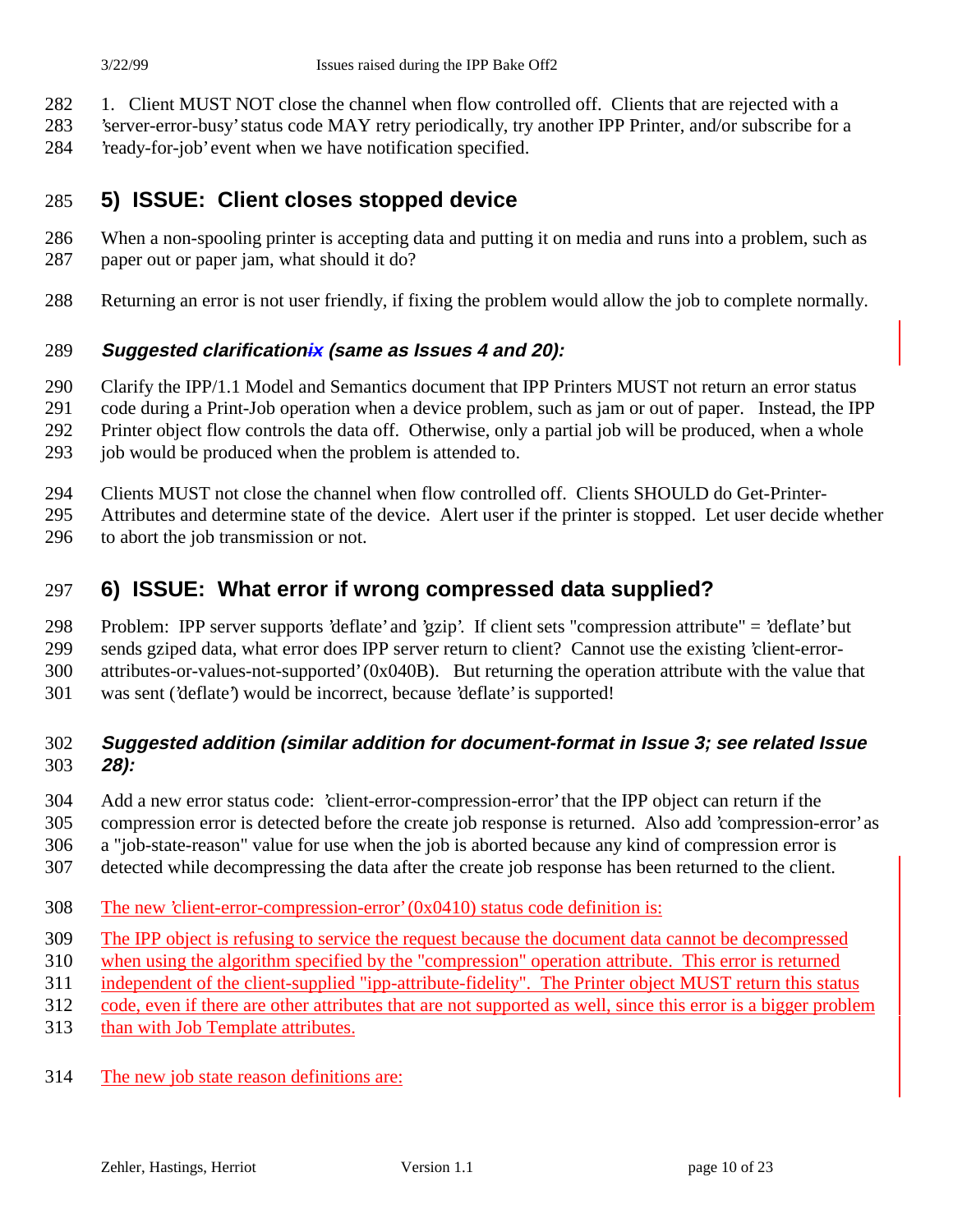1. Client MUST NOT close the channel when flow controlled off. Clients that are rejected with a 'server-error-busy' status code MAY retry periodically, try another IPP Printer, and/or subscribe for a 'ready-for-job' event when we have notification specified.

## 5) ISSUE: Client closes stopped device

When a non-spooling printer is accepting data and putting it on media and runs into a problem, such as paper out or paper jam, what should it do?

Returning an error is not user friendly, if fixing the problem would allow the job to complete normally.

### *Suggested clarification~~ix~~ (same as Issues 4 and 20):*

Clarify the IPP/1.1 Model and Semantics document that IPP Printers MUST not return an error status code during a Print-Job operation when a device problem, such as jam or out of paper. Instead, the IPP Printer object flow controls the data off. Otherwise, only a partial job will be produced, when a whole job would be produced when the problem is attended to.

Clients MUST not close the channel when flow controlled off. Clients SHOULD do Get-Printer-Attributes and determine state of the device. Alert user if the printer is stopped. Let user decide whether to abort the job transmission or not.

## 6) ISSUE: What error if wrong compressed data supplied?

Problem: IPP server supports 'deflate' and 'gzip'. If client sets "compression attribute" = 'deflate' but sends gziped data, what error does IPP server return to client? Cannot use the existing 'client-error-attributes-or-values-not-supported' (0x040B). But returning the operation attribute with the value that was sent ('deflate') would be incorrect, because 'deflate' is supported!

### *Suggested addition (similar addition for document-format in Issue 3; see related Issue 28):*

Add a new error status code: 'client-error-compression-error' that the IPP object can return if the compression error is detected before the create job response is returned. Also add 'compression-error' as a "job-state-reason" value for use when the job is aborted because any kind of compression error is detected while decompressing the data after the create job response has been returned to the client.

The new 'client-error-compression-error' (0x0410) status code definition is:

The IPP object is refusing to service the request because the document data cannot be decompressed when using the algorithm specified by the "compression" operation attribute. This error is returned independent of the client-supplied "ipp-attribute-fidelity". The Printer object MUST return this status code, even if there are other attributes that are not supported as well, since this error is a bigger problem than with Job Template attributes.

The new job state reason definitions are: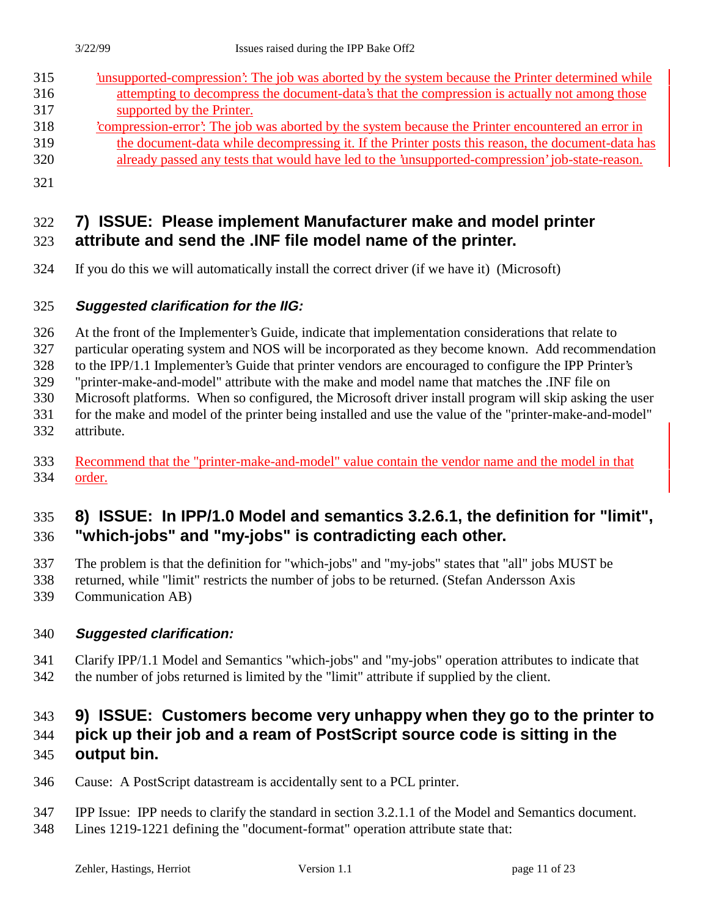'unsupported-compression': The job was aborted by the system because the Printer determined while attempting to decompress the document-data's that the compression is actually not among those supported by the Printer.

'compression-error': The job was aborted by the system because the Printer encountered an error in the document-data while decompressing it. If the Printer posts this reason, the document-data has already passed any tests that would have led to the 'unsupported-compression' job-state-reason.

## 7) ISSUE: Please implement Manufacturer make and model printer attribute and send the .INF file model name of the printer.

If you do this we will automatically install the correct driver (if we have it) (Microsoft)

### *Suggested clarification for the IIG:*

At the front of the Implementer's Guide, indicate that implementation considerations that relate to particular operating system and NOS will be incorporated as they become known. Add recommendation to the IPP/1.1 Implementer's Guide that printer vendors are encouraged to configure the IPP Printer's "printer-make-and-model" attribute with the make and model name that matches the .INF file on Microsoft platforms. When so configured, the Microsoft driver install program will skip asking the user for the make and model of the printer being installed and use the value of the "printer-make-and-model" attribute.

Recommend that the "printer-make-and-model" value contain the vendor name and the model in that order.

## 8) ISSUE: In IPP/1.0 Model and semantics 3.2.6.1, the definition for "limit", "which-jobs" and "my-jobs" is contradicting each other.

The problem is that the definition for "which-jobs" and "my-jobs" states that "all" jobs MUST be returned, while "limit" restricts the number of jobs to be returned. (Stefan Andersson Axis Communication AB)

### *Suggested clarification:*

Clarify IPP/1.1 Model and Semantics "which-jobs" and "my-jobs" operation attributes to indicate that the number of jobs returned is limited by the "limit" attribute if supplied by the client.

## 9) ISSUE: Customers become very unhappy when they go to the printer to pick up their job and a ream of PostScript source code is sitting in the output bin.

Cause: A PostScript datastream is accidentally sent to a PCL printer.

IPP Issue: IPP needs to clarify the standard in section 3.2.1.1 of the Model and Semantics document. Lines 1219-1221 defining the "document-format" operation attribute state that: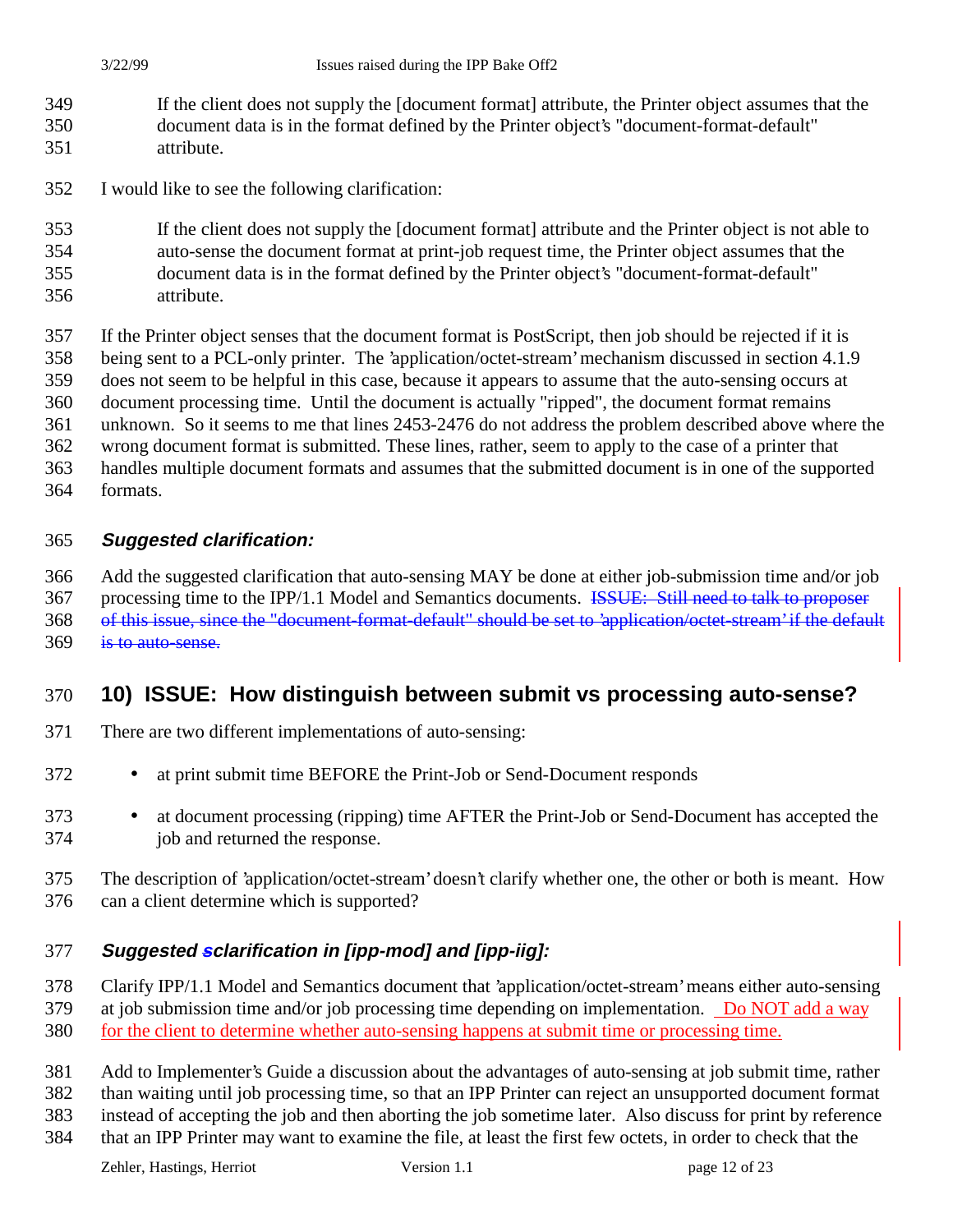> If the client does not supply the [document format] attribute, the Printer object assumes that the document data is in the format defined by the Printer object's "document-format-default" attribute.

I would like to see the following clarification:

> If the client does not supply the [document format] attribute and the Printer object is not able to auto-sense the document format at print-job request time, the Printer object assumes that the document data is in the format defined by the Printer object's "document-format-default" attribute.

If the Printer object senses that the document format is PostScript, then job should be rejected if it is being sent to a PCL-only printer. The 'application/octet-stream' mechanism discussed in section 4.1.9 does not seem to be helpful in this case, because it appears to assume that the auto-sensing occurs at document processing time. Until the document is actually "ripped", the document format remains unknown. So it seems to me that lines 2453-2476 do not address the problem described above where the wrong document format is submitted. These lines, rather, seem to apply to the case of a printer that handles multiple document formats and assumes that the submitted document is in one of the supported formats.

### *Suggested clarification:*

Add the suggested clarification that auto-sensing MAY be done at either job-submission time and/or job processing time to the IPP/1.1 Model and Semantics documents. ~~ISSUE: Still need to talk to proposer of this issue, since the "document-format-default" should be set to 'application/octet-stream' if the default is to auto-sense.~~

## 10) ISSUE: How distinguish between submit vs processing auto-sense?

There are two different implementations of auto-sensing:

- at print submit time BEFORE the Print-Job or Send-Document responds
- at document processing (ripping) time AFTER the Print-Job or Send-Document has accepted the job and returned the response.

The description of 'application/octet-stream' doesn't clarify whether one, the other or both is meant. How can a client determine which is supported?

### *Suggested ~~s~~clarification in [ipp-mod] and [ipp-iig]:*

Clarify IPP/1.1 Model and Semantics document that 'application/octet-stream' means either auto-sensing at job submission time and/or job processing time depending on implementation. Do NOT add a way for the client to determine whether auto-sensing happens at submit time or processing time.

Add to Implementer's Guide a discussion about the advantages of auto-sensing at job submit time, rather than waiting until job processing time, so that an IPP Printer can reject an unsupported document format instead of accepting the job and then aborting the job sometime later. Also discuss for print by reference that an IPP Printer may want to examine the file, at least the first few octets, in order to check that the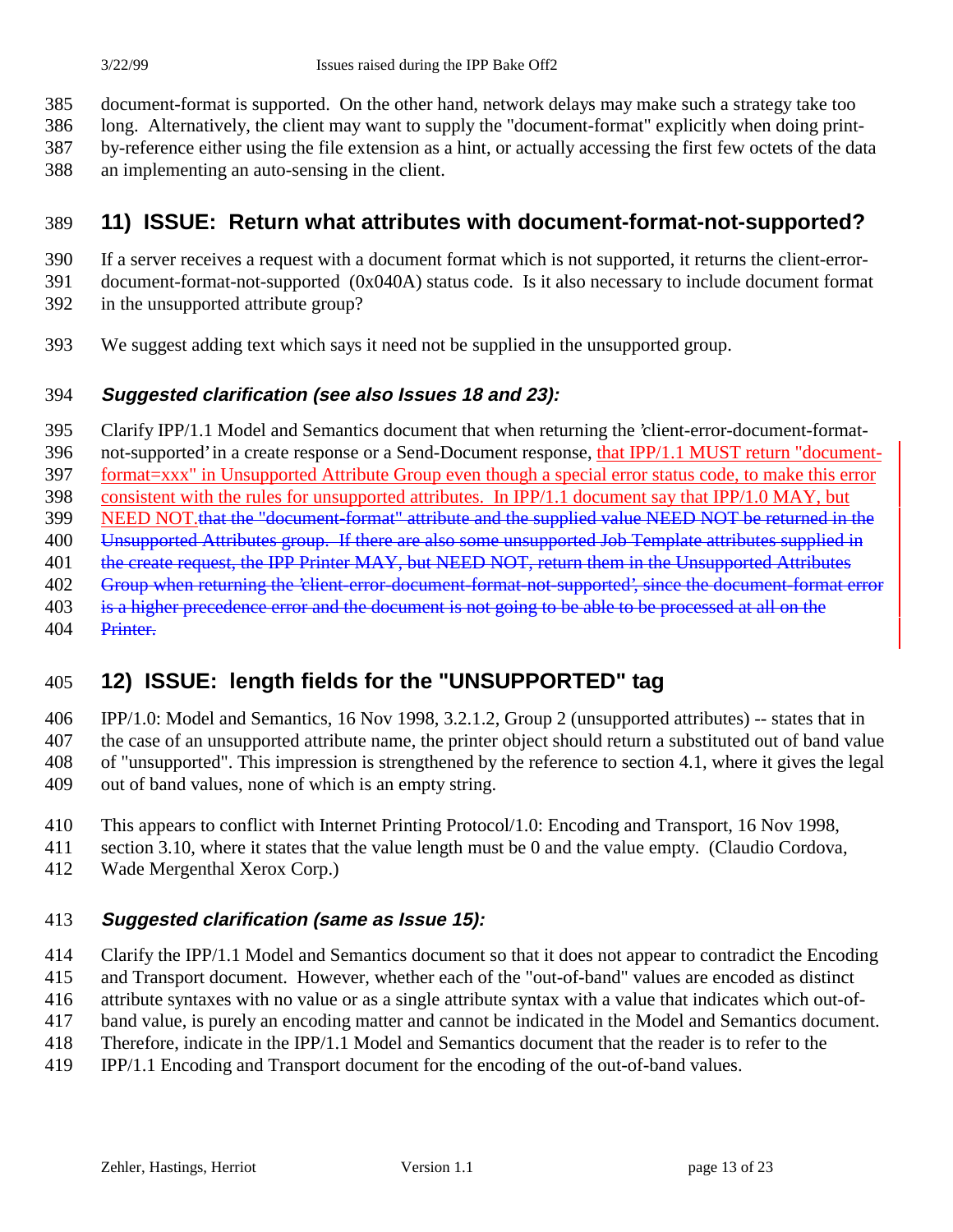document-format is supported. On the other hand, network delays may make such a strategy take too long. Alternatively, the client may want to supply the "document-format" explicitly when doing print-by-reference either using the file extension as a hint, or actually accessing the first few octets of the data an implementing an auto-sensing in the client.

## 11) ISSUE: Return what attributes with document-format-not-supported?

If a server receives a request with a document format which is not supported, it returns the client-error-document-format-not-supported (0x040A) status code. Is it also necessary to include document format in the unsupported attribute group?

We suggest adding text which says it need not be supplied in the unsupported group.

### *Suggested clarification (see also Issues 18 and 23):*

Clarify IPP/1.1 Model and Semantics document that when returning the 'client-error-document-format-not-supported' in a create response or a Send-Document response, that IPP/1.1 MUST return "document-format=xxx" in Unsupported Attribute Group even though a special error status code, to make this error consistent with the rules for unsupported attributes. In IPP/1.1 document say that IPP/1.0 MAY, but NEED NOT.~~that the "document-format" attribute and the supplied value NEED NOT be returned in the Unsupported Attributes group. If there are also some unsupported Job Template attributes supplied in the create request, the IPP Printer MAY, but NEED NOT, return them in the Unsupported Attributes Group when returning the 'client-error-document-format-not-supported', since the document-format error is a higher precedence error and the document is not going to be able to be processed at all on the Printer.~~

## 12) ISSUE: length fields for the "UNSUPPORTED" tag

IPP/1.0: Model and Semantics, 16 Nov 1998, 3.2.1.2, Group 2 (unsupported attributes) -- states that in the case of an unsupported attribute name, the printer object should return a substituted out of band value of "unsupported". This impression is strengthened by the reference to section 4.1, where it gives the legal out of band values, none of which is an empty string.

This appears to conflict with Internet Printing Protocol/1.0: Encoding and Transport, 16 Nov 1998, section 3.10, where it states that the value length must be 0 and the value empty. (Claudio Cordova, Wade Mergenthal Xerox Corp.)

### *Suggested clarification (same as Issue 15):*

Clarify the IPP/1.1 Model and Semantics document so that it does not appear to contradict the Encoding and Transport document. However, whether each of the "out-of-band" values are encoded as distinct attribute syntaxes with no value or as a single attribute syntax with a value that indicates which out-of-band value, is purely an encoding matter and cannot be indicated in the Model and Semantics document. Therefore, indicate in the IPP/1.1 Model and Semantics document that the reader is to refer to the IPP/1.1 Encoding and Transport document for the encoding of the out-of-band values.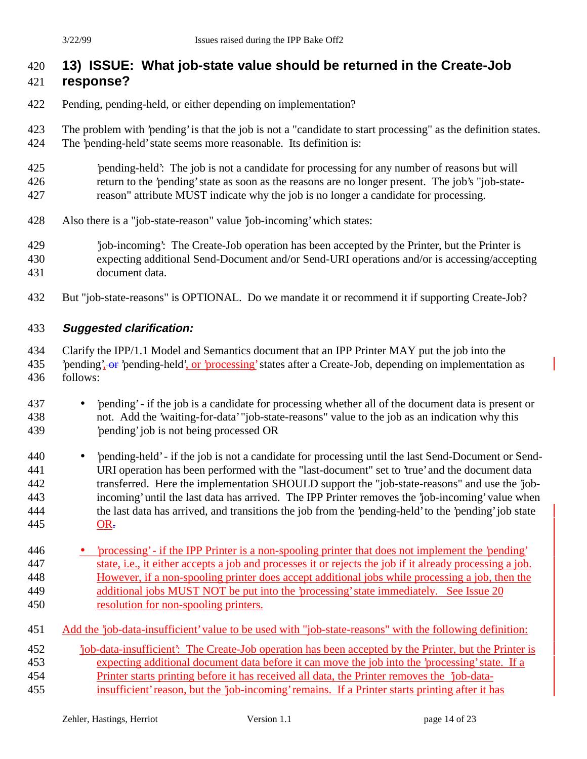## 13) ISSUE: What job-state value should be returned in the Create-Job response?

Pending, pending-held, or either depending on implementation?

The problem with 'pending' is that the job is not a "candidate to start processing" as the definition states. The 'pending-held' state seems more reasonable. Its definition is:

> 'pending-held': The job is not a candidate for processing for any number of reasons but will return to the 'pending' state as soon as the reasons are no longer present. The job's "job-state-reason" attribute MUST indicate why the job is no longer a candidate for processing.

Also there is a "job-state-reason" value 'job-incoming' which states:

> 'job-incoming': The Create-Job operation has been accepted by the Printer, but the Printer is expecting additional Send-Document and/or Send-URI operations and/or is accessing/accepting document data.

But "job-state-reasons" is OPTIONAL. Do we mandate it or recommend it if supporting Create-Job?

### *Suggested clarification:*

Clarify the IPP/1.1 Model and Semantics document that an IPP Printer MAY put the job into the 'pending', ~~or~~ 'pending-held', or 'processing' states after a Create-Job, depending on implementation as follows:

- 'pending' - if the job is a candidate for processing whether all of the document data is present or not. Add the 'waiting-for-data' "job-state-reasons" value to the job as an indication why this 'pending' job is not being processed OR

- 'pending-held' - if the job is not a candidate for processing until the last Send-Document or Send-URI operation has been performed with the "last-document" set to 'true' and the document data transferred. Here the implementation SHOULD support the "job-state-reasons" and use the 'job-incoming' until the last data has arrived. The IPP Printer removes the 'job-incoming' value when the last data has arrived, and transitions the job from the 'pending-held' to the 'pending' job state OR~~.~~

- 'processing' - if the IPP Printer is a non-spooling printer that does not implement the 'pending' state, i.e., it either accepts a job and processes it or rejects the job if it already processing a job. However, if a non-spooling printer does accept additional jobs while processing a job, then the additional jobs MUST NOT be put into the 'processing' state immediately. See Issue 20 resolution for non-spooling printers.

Add the 'job-data-insufficient' value to be used with "job-state-reasons" with the following definition:

> 'job-data-insufficient': The Create-Job operation has been accepted by the Printer, but the Printer is expecting additional document data before it can move the job into the 'processing' state. If a Printer starts printing before it has received all data, the Printer removes the 'job-data-insufficient' reason, but the 'job-incoming' remains. If a Printer starts printing after it has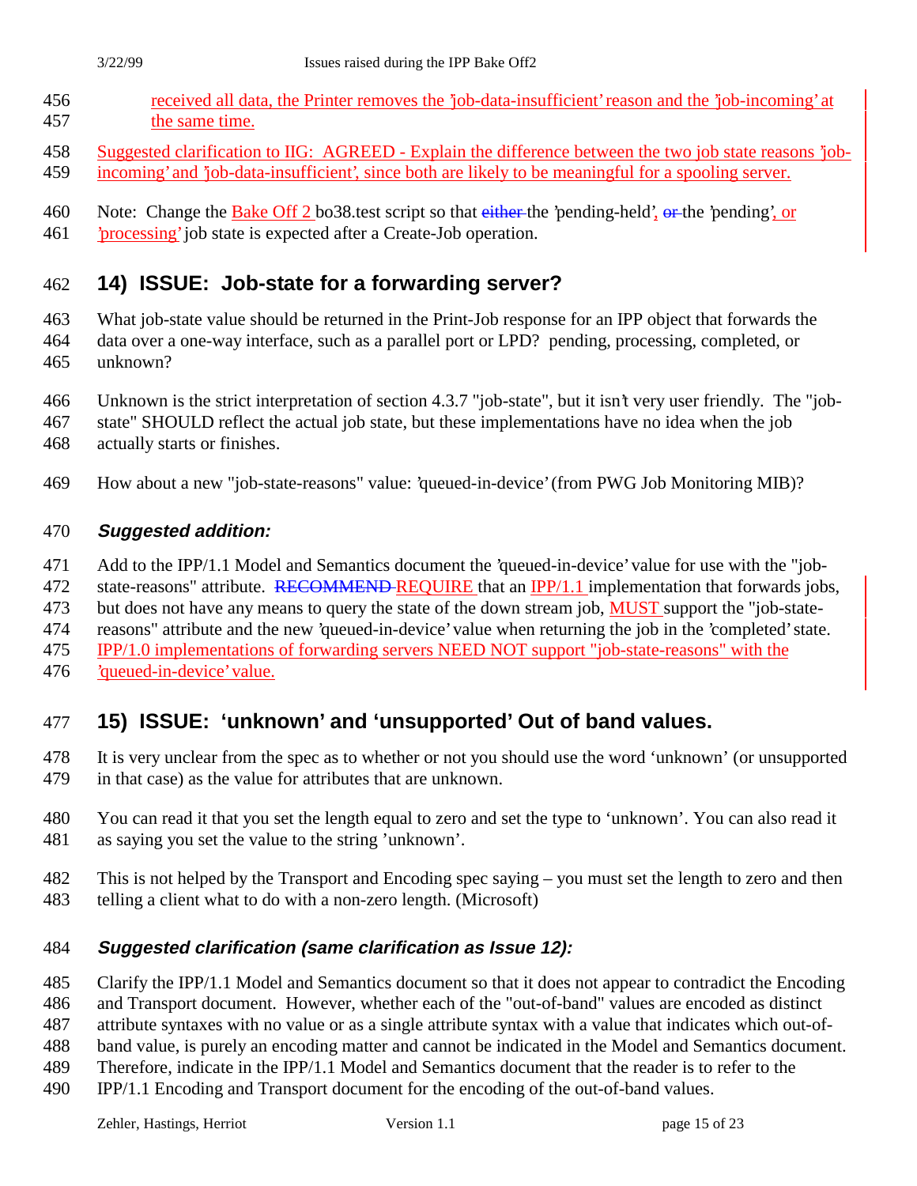received all data, the Printer removes the 'job-data-insufficient' reason and the 'job-incoming' at the same time.

Suggested clarification to IIG: AGREED - Explain the difference between the two job state reasons 'job-incoming' and 'job-data-insufficient', since both are likely to be meaningful for a spooling server.

Note: Change the Bake Off 2 bo38.test script so that ~~either~~ the 'pending-held', ~~or~~ the 'pending', or 'processing' job state is expected after a Create-Job operation.

## 14) ISSUE: Job-state for a forwarding server?

What job-state value should be returned in the Print-Job response for an IPP object that forwards the data over a one-way interface, such as a parallel port or LPD? pending, processing, completed, or unknown?

Unknown is the strict interpretation of section 4.3.7 "job-state", but it isn't very user friendly. The "job-state" SHOULD reflect the actual job state, but these implementations have no idea when the job actually starts or finishes.

How about a new "job-state-reasons" value: 'queued-in-device' (from PWG Job Monitoring MIB)?

### *Suggested addition:*

Add to the IPP/1.1 Model and Semantics document the 'queued-in-device' value for use with the "job-state-reasons" attribute. ~~RECOMMEND~~ REQUIRE that an IPP/1.1 implementation that forwards jobs, but does not have any means to query the state of the down stream job, MUST support the "job-state-reasons" attribute and the new 'queued-in-device' value when returning the job in the 'completed' state. IPP/1.0 implementations of forwarding servers NEED NOT support "job-state-reasons" with the 'queued-in-device' value.

## 15) ISSUE: 'unknown' and 'unsupported' Out of band values.

It is very unclear from the spec as to whether or not you should use the word 'unknown' (or unsupported in that case) as the value for attributes that are unknown.

You can read it that you set the length equal to zero and set the type to 'unknown'. You can also read it as saying you set the value to the string 'unknown'.

This is not helped by the Transport and Encoding spec saying – you must set the length to zero and then telling a client what to do with a non-zero length. (Microsoft)

### *Suggested clarification (same clarification as Issue 12):*

Clarify the IPP/1.1 Model and Semantics document so that it does not appear to contradict the Encoding and Transport document. However, whether each of the "out-of-band" values are encoded as distinct attribute syntaxes with no value or as a single attribute syntax with a value that indicates which out-of-band value, is purely an encoding matter and cannot be indicated in the Model and Semantics document. Therefore, indicate in the IPP/1.1 Model and Semantics document that the reader is to refer to the IPP/1.1 Encoding and Transport document for the encoding of the out-of-band values.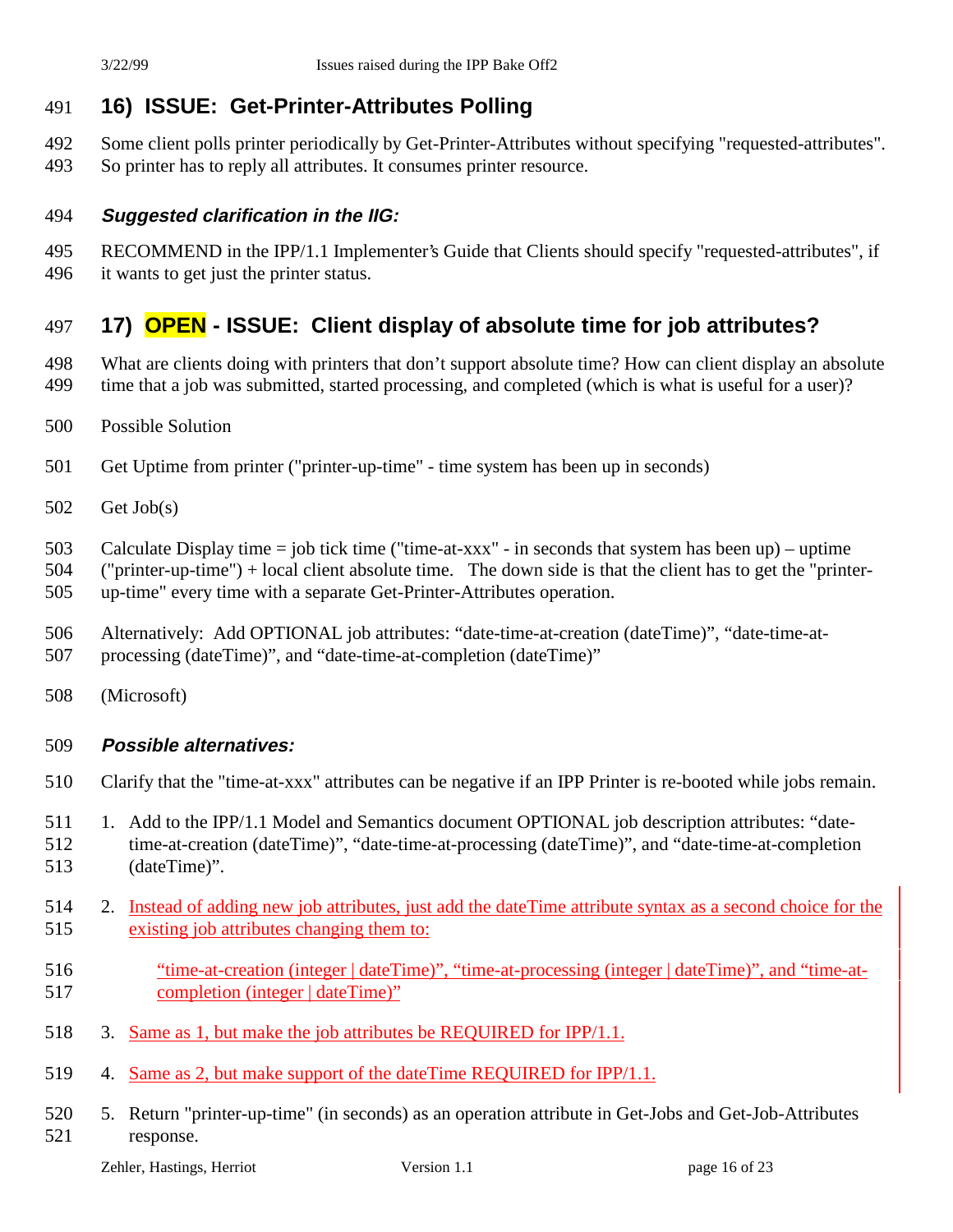## 16) ISSUE: Get-Printer-Attributes Polling

Some client polls printer periodically by Get-Printer-Attributes without specifying "requested-attributes". So printer has to reply all attributes. It consumes printer resource.

### *Suggested clarification in the IIG:*

RECOMMEND in the IPP/1.1 Implementer's Guide that Clients should specify "requested-attributes", if it wants to get just the printer status.

## 17) OPEN - ISSUE: Client display of absolute time for job attributes?

What are clients doing with printers that don't support absolute time? How can client display an absolute time that a job was submitted, started processing, and completed (which is what is useful for a user)?

Possible Solution

Get Uptime from printer ("printer-up-time" - time system has been up in seconds)

Get Job(s)

Calculate Display time = job tick time ("time-at-xxx" - in seconds that system has been up) – uptime ("printer-up-time") + local client absolute time. The down side is that the client has to get the "printer-up-time" every time with a separate Get-Printer-Attributes operation.

Alternatively: Add OPTIONAL job attributes: "date-time-at-creation (dateTime)", "date-time-at-processing (dateTime)", and "date-time-at-completion (dateTime)"

(Microsoft)

### *Possible alternatives:*

Clarify that the "time-at-xxx" attributes can be negative if an IPP Printer is re-booted while jobs remain.

1. Add to the IPP/1.1 Model and Semantics document OPTIONAL job description attributes: "date-time-at-creation (dateTime)", "date-time-at-processing (dateTime)", and "date-time-at-completion (dateTime)".
2. Instead of adding new job attributes, just add the dateTime attribute syntax as a second choice for the existing job attributes changing them to:

   "time-at-creation (integer | dateTime)", "time-at-processing (integer | dateTime)", and "time-at-completion (integer | dateTime)"
3. Same as 1, but make the job attributes be REQUIRED for IPP/1.1.
4. Same as 2, but make support of the dateTime REQUIRED for IPP/1.1.
5. Return "printer-up-time" (in seconds) as an operation attribute in Get-Jobs and Get-Job-Attributes response.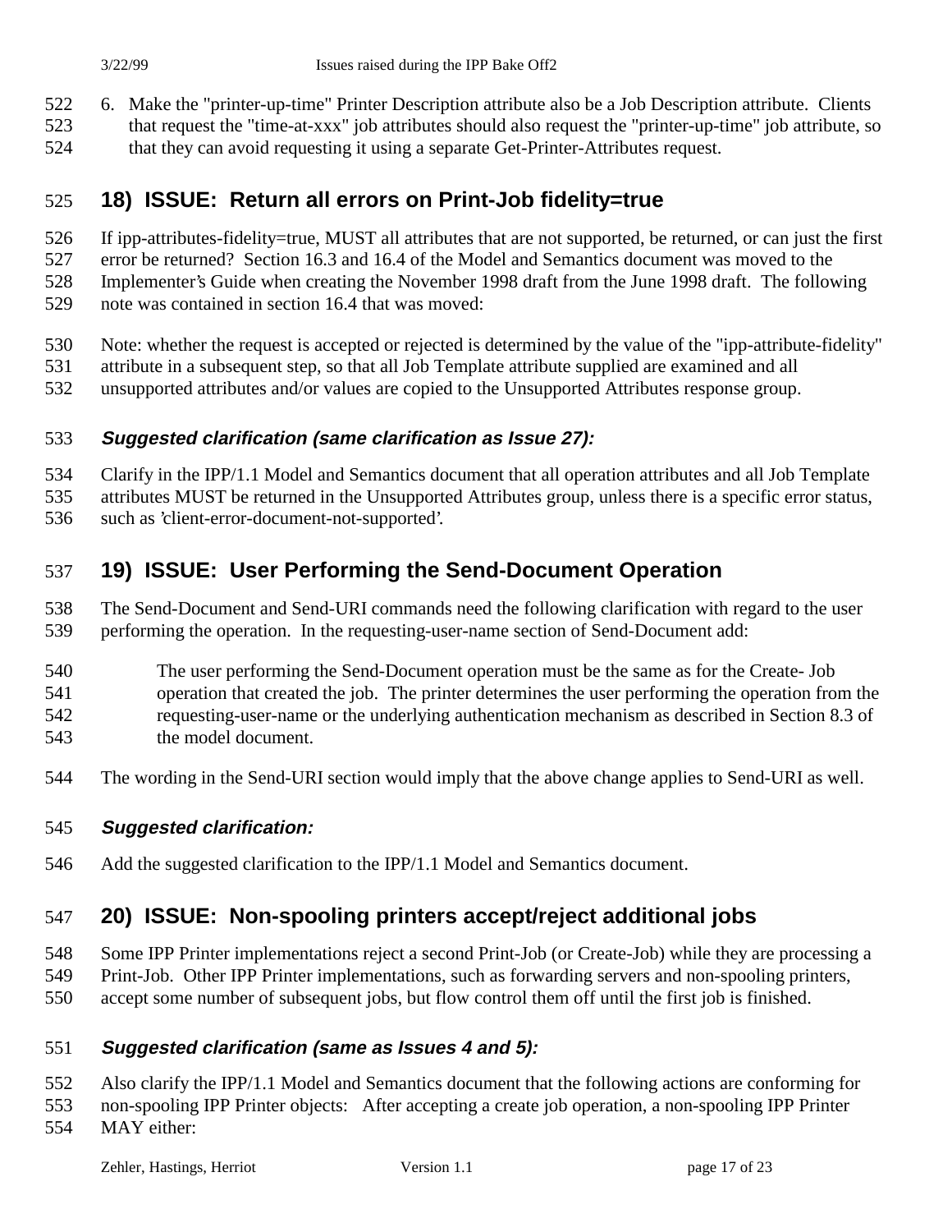6. Make the "printer-up-time" Printer Description attribute also be a Job Description attribute. Clients that request the "time-at-xxx" job attributes should also request the "printer-up-time" job attribute, so that they can avoid requesting it using a separate Get-Printer-Attributes request.

## 18) ISSUE: Return all errors on Print-Job fidelity=true

If ipp-attributes-fidelity=true, MUST all attributes that are not supported, be returned, or can just the first error be returned? Section 16.3 and 16.4 of the Model and Semantics document was moved to the Implementer's Guide when creating the November 1998 draft from the June 1998 draft. The following note was contained in section 16.4 that was moved:

Note: whether the request is accepted or rejected is determined by the value of the "ipp-attribute-fidelity" attribute in a subsequent step, so that all Job Template attribute supplied are examined and all unsupported attributes and/or values are copied to the Unsupported Attributes response group.

### *Suggested clarification (same clarification as Issue 27):*

Clarify in the IPP/1.1 Model and Semantics document that all operation attributes and all Job Template attributes MUST be returned in the Unsupported Attributes group, unless there is a specific error status, such as 'client-error-document-not-supported'.

## 19) ISSUE: User Performing the Send-Document Operation

The Send-Document and Send-URI commands need the following clarification with regard to the user performing the operation. In the requesting-user-name section of Send-Document add:

> The user performing the Send-Document operation must be the same as for the Create- Job operation that created the job. The printer determines the user performing the operation from the requesting-user-name or the underlying authentication mechanism as described in Section 8.3 of the model document.

The wording in the Send-URI section would imply that the above change applies to Send-URI as well.

### *Suggested clarification:*

Add the suggested clarification to the IPP/1.1 Model and Semantics document.

## 20) ISSUE: Non-spooling printers accept/reject additional jobs

Some IPP Printer implementations reject a second Print-Job (or Create-Job) while they are processing a Print-Job. Other IPP Printer implementations, such as forwarding servers and non-spooling printers, accept some number of subsequent jobs, but flow control them off until the first job is finished.

### *Suggested clarification (same as Issues 4 and 5):*

Also clarify the IPP/1.1 Model and Semantics document that the following actions are conforming for non-spooling IPP Printer objects: After accepting a create job operation, a non-spooling IPP Printer MAY either: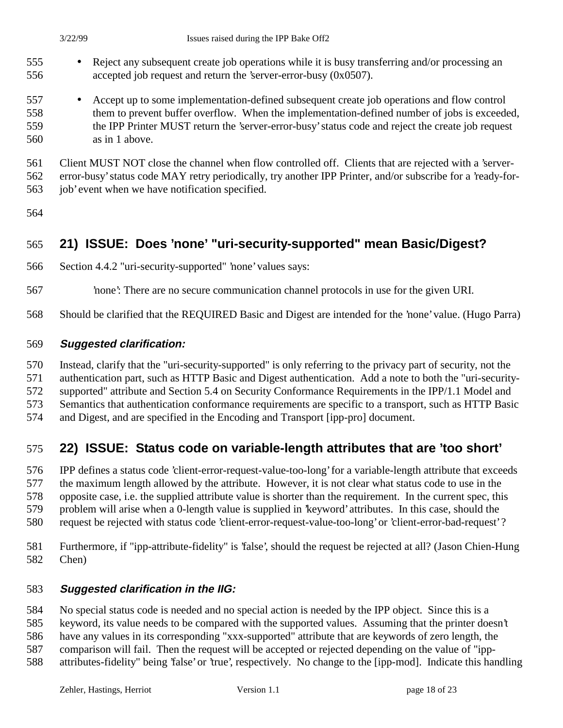- Reject any subsequent create job operations while it is busy transferring and/or processing an accepted job request and return the 'server-error-busy (0x0507).

- Accept up to some implementation-defined subsequent create job operations and flow control them to prevent buffer overflow. When the implementation-defined number of jobs is exceeded, the IPP Printer MUST return the 'server-error-busy' status code and reject the create job request as in 1 above.

Client MUST NOT close the channel when flow controlled off. Clients that are rejected with a 'server-error-busy' status code MAY retry periodically, try another IPP Printer, and/or subscribe for a 'ready-for-job' event when we have notification specified.

## 21) ISSUE: Does 'none' "uri-security-supported" mean Basic/Digest?

Section 4.4.2 "uri-security-supported" 'none' values says:

> 'none': There are no secure communication channel protocols in use for the given URI.

Should be clarified that the REQUIRED Basic and Digest are intended for the 'none' value. (Hugo Parra)

### *Suggested clarification:*

Instead, clarify that the "uri-security-supported" is only referring to the privacy part of security, not the authentication part, such as HTTP Basic and Digest authentication. Add a note to both the "uri-security-supported" attribute and Section 5.4 on Security Conformance Requirements in the IPP/1.1 Model and Semantics that authentication conformance requirements are specific to a transport, such as HTTP Basic and Digest, and are specified in the Encoding and Transport [ipp-pro] document.

## 22) ISSUE: Status code on variable-length attributes that are 'too short'

IPP defines a status code 'client-error-request-value-too-long' for a variable-length attribute that exceeds the maximum length allowed by the attribute. However, it is not clear what status code to use in the opposite case, i.e. the supplied attribute value is shorter than the requirement. In the current spec, this problem will arise when a 0-length value is supplied in 'keyword' attributes. In this case, should the request be rejected with status code 'client-error-request-value-too-long' or 'client-error-bad-request'?

Furthermore, if "ipp-attribute-fidelity" is 'false', should the request be rejected at all? (Jason Chien-Hung Chen)

### *Suggested clarification in the IIG:*

No special status code is needed and no special action is needed by the IPP object. Since this is a keyword, its value needs to be compared with the supported values. Assuming that the printer doesn't have any values in its corresponding "xxx-supported" attribute that are keywords of zero length, the comparison will fail. Then the request will be accepted or rejected depending on the value of "ipp-attributes-fidelity" being 'false' or 'true', respectively. No change to the [ipp-mod]. Indicate this handling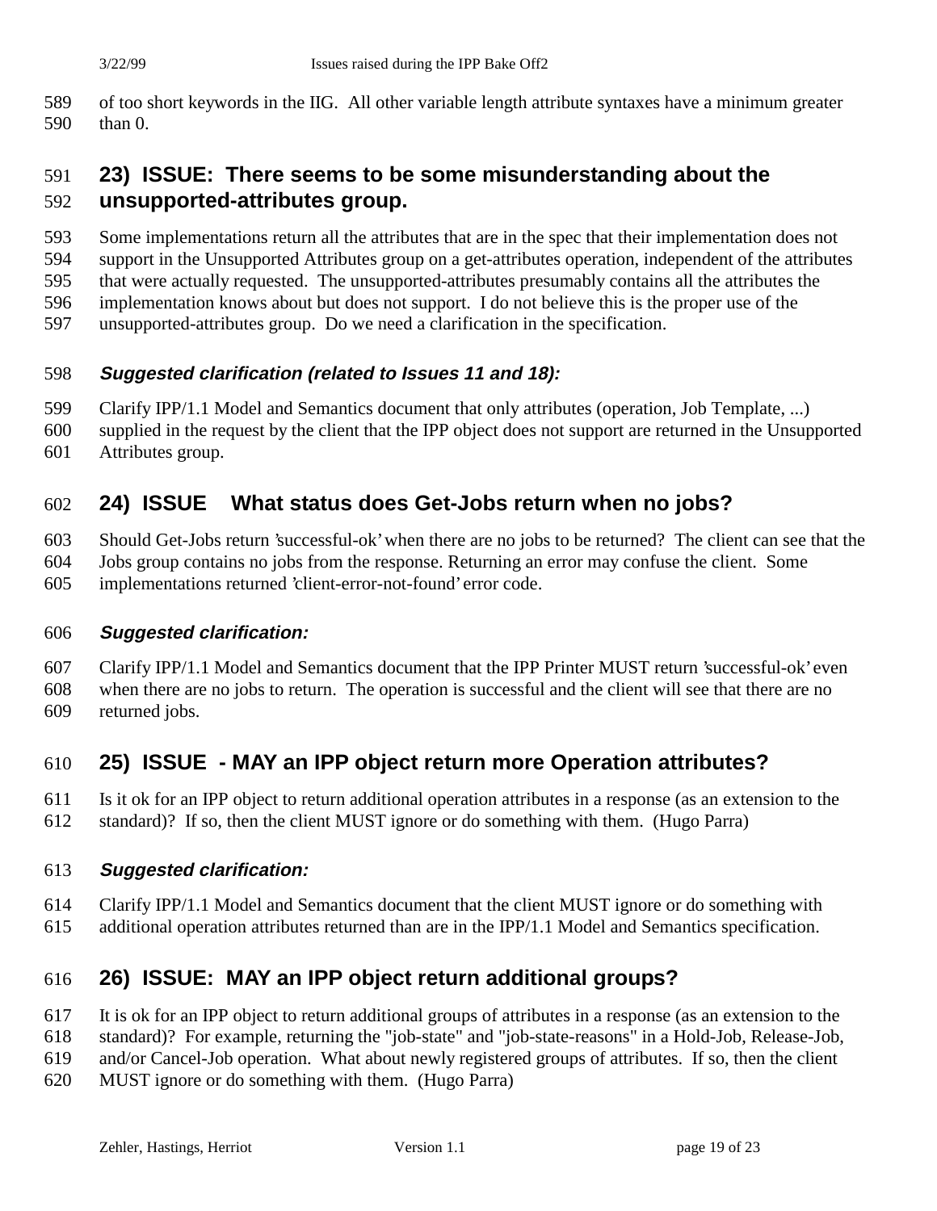of too short keywords in the IIG. All other variable length attribute syntaxes have a minimum greater than 0.

## 23) ISSUE: There seems to be some misunderstanding about the unsupported-attributes group.

Some implementations return all the attributes that are in the spec that their implementation does not support in the Unsupported Attributes group on a get-attributes operation, independent of the attributes that were actually requested. The unsupported-attributes presumably contains all the attributes the implementation knows about but does not support. I do not believe this is the proper use of the unsupported-attributes group. Do we need a clarification in the specification.

***Suggested clarification (related to Issues 11 and 18):***

Clarify IPP/1.1 Model and Semantics document that only attributes (operation, Job Template, ...) supplied in the request by the client that the IPP object does not support are returned in the Unsupported Attributes group.

## 24) ISSUE What status does Get-Jobs return when no jobs?

Should Get-Jobs return 'successful-ok' when there are no jobs to be returned? The client can see that the Jobs group contains no jobs from the response. Returning an error may confuse the client. Some implementations returned 'client-error-not-found' error code.

***Suggested clarification:***

Clarify IPP/1.1 Model and Semantics document that the IPP Printer MUST return 'successful-ok' even when there are no jobs to return. The operation is successful and the client will see that there are no returned jobs.

## 25) ISSUE - MAY an IPP object return more Operation attributes?

Is it ok for an IPP object to return additional operation attributes in a response (as an extension to the standard)? If so, then the client MUST ignore or do something with them. (Hugo Parra)

***Suggested clarification:***

Clarify IPP/1.1 Model and Semantics document that the client MUST ignore or do something with additional operation attributes returned than are in the IPP/1.1 Model and Semantics specification.

## 26) ISSUE: MAY an IPP object return additional groups?

It is ok for an IPP object to return additional groups of attributes in a response (as an extension to the standard)? For example, returning the "job-state" and "job-state-reasons" in a Hold-Job, Release-Job, and/or Cancel-Job operation. What about newly registered groups of attributes. If so, then the client MUST ignore or do something with them. (Hugo Parra)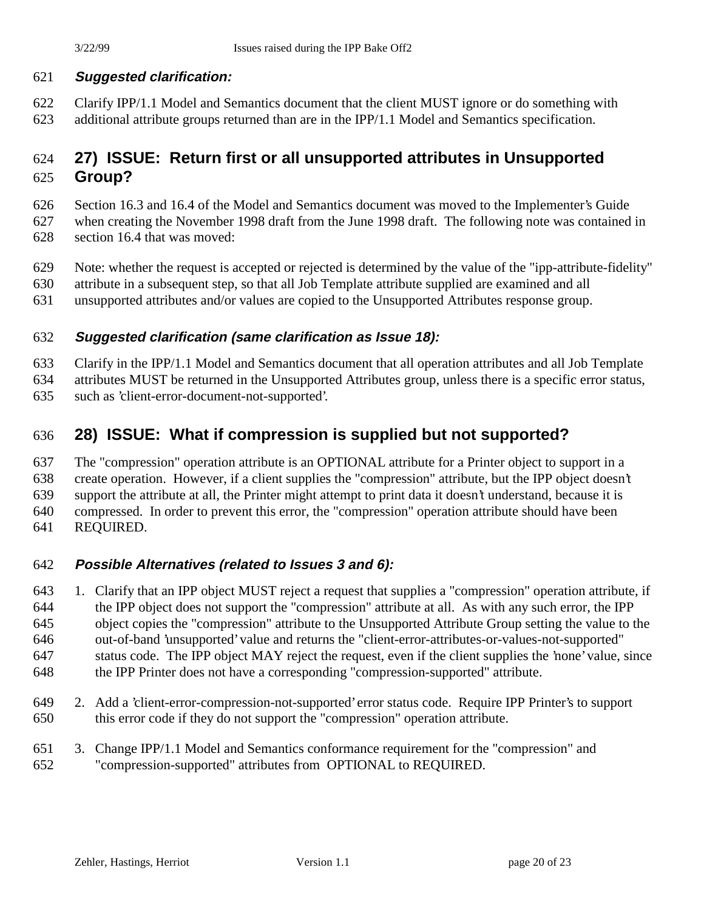#### *Suggested clarification:*

Clarify IPP/1.1 Model and Semantics document that the client MUST ignore or do something with additional attribute groups returned than are in the IPP/1.1 Model and Semantics specification.

## 27) ISSUE: Return first or all unsupported attributes in Unsupported Group?

Section 16.3 and 16.4 of the Model and Semantics document was moved to the Implementer's Guide when creating the November 1998 draft from the June 1998 draft. The following note was contained in section 16.4 that was moved:

Note: whether the request is accepted or rejected is determined by the value of the "ipp-attribute-fidelity" attribute in a subsequent step, so that all Job Template attribute supplied are examined and all unsupported attributes and/or values are copied to the Unsupported Attributes response group.

#### *Suggested clarification (same clarification as Issue 18):*

Clarify in the IPP/1.1 Model and Semantics document that all operation attributes and all Job Template attributes MUST be returned in the Unsupported Attributes group, unless there is a specific error status, such as 'client-error-document-not-supported'.

## 28) ISSUE: What if compression is supplied but not supported?

The "compression" operation attribute is an OPTIONAL attribute for a Printer object to support in a create operation. However, if a client supplies the "compression" attribute, but the IPP object doesn't support the attribute at all, the Printer might attempt to print data it doesn't understand, because it is compressed. In order to prevent this error, the "compression" operation attribute should have been REQUIRED.

#### *Possible Alternatives (related to Issues 3 and 6):*

1. Clarify that an IPP object MUST reject a request that supplies a "compression" operation attribute, if the IPP object does not support the "compression" attribute at all. As with any such error, the IPP object copies the "compression" attribute to the Unsupported Attribute Group setting the value to the out-of-band 'unsupported' value and returns the "client-error-attributes-or-values-not-supported" status code. The IPP object MAY reject the request, even if the client supplies the 'none' value, since the IPP Printer does not have a corresponding "compression-supported" attribute.
2. Add a 'client-error-compression-not-supported' error status code. Require IPP Printer's to support this error code if they do not support the "compression" operation attribute.
3. Change IPP/1.1 Model and Semantics conformance requirement for the "compression" and "compression-supported" attributes from OPTIONAL to REQUIRED.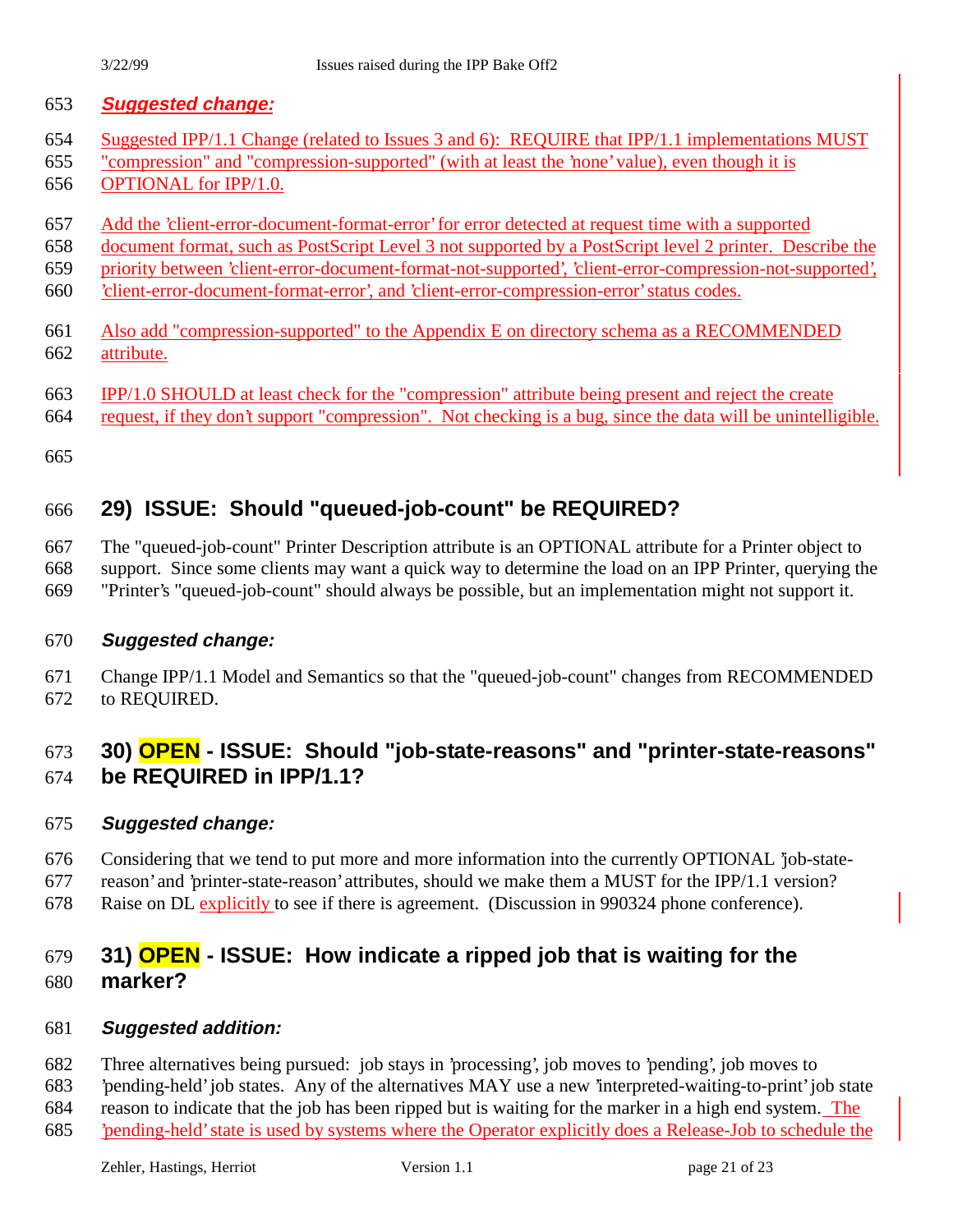***Suggested change:***

Suggested IPP/1.1 Change (related to Issues 3 and 6): REQUIRE that IPP/1.1 implementations MUST "compression" and "compression-supported" (with at least the 'none' value), even though it is OPTIONAL for IPP/1.0.

Add the 'client-error-document-format-error' for error detected at request time with a supported document format, such as PostScript Level 3 not supported by a PostScript level 2 printer. Describe the priority between 'client-error-document-format-not-supported', 'client-error-compression-not-supported', 'client-error-document-format-error', and 'client-error-compression-error' status codes.

Also add "compression-supported" to the Appendix E on directory schema as a RECOMMENDED attribute.

IPP/1.0 SHOULD at least check for the "compression" attribute being present and reject the create request, if they don't support "compression". Not checking is a bug, since the data will be unintelligible.

## 29) ISSUE: Should "queued-job-count" be REQUIRED?

The "queued-job-count" Printer Description attribute is an OPTIONAL attribute for a Printer object to support. Since some clients may want a quick way to determine the load on an IPP Printer, querying the "Printer's "queued-job-count" should always be possible, but an implementation might not support it.

***Suggested change:***

Change IPP/1.1 Model and Semantics so that the "queued-job-count" changes from RECOMMENDED to REQUIRED.

## 30) OPEN - ISSUE: Should "job-state-reasons" and "printer-state-reasons" be REQUIRED in IPP/1.1?

***Suggested change:***

Considering that we tend to put more and more information into the currently OPTIONAL 'job-state-reason' and 'printer-state-reason' attributes, should we make them a MUST for the IPP/1.1 version? Raise on DL explicitly to see if there is agreement. (Discussion in 990324 phone conference).

## 31) OPEN - ISSUE: How indicate a ripped job that is waiting for the marker?

***Suggested addition:***

Three alternatives being pursued: job stays in 'processing', job moves to 'pending', job moves to 'pending-held' job states. Any of the alternatives MAY use a new 'interpreted-waiting-to-print' job state reason to indicate that the job has been ripped but is waiting for the marker in a high end system. The 'pending-held' state is used by systems where the Operator explicitly does a Release-Job to schedule the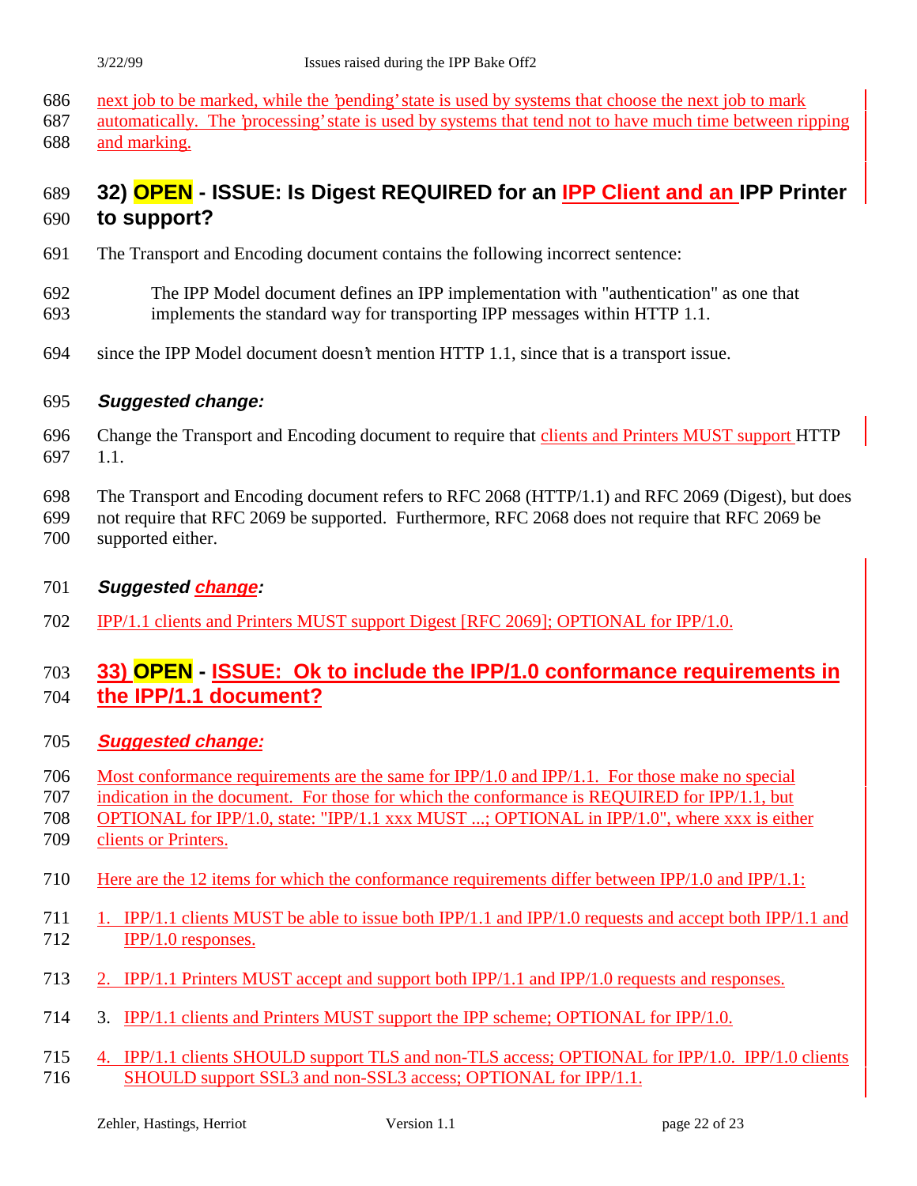next job to be marked, while the 'pending' state is used by systems that choose the next job to mark automatically. The 'processing' state is used by systems that tend not to have much time between ripping and marking.

## 32) OPEN - ISSUE: Is Digest REQUIRED for an IPP Client and an IPP Printer to support?

The Transport and Encoding document contains the following incorrect sentence:

> The IPP Model document defines an IPP implementation with "authentication" as one that implements the standard way for transporting IPP messages within HTTP 1.1.

since the IPP Model document doesn't mention HTTP 1.1, since that is a transport issue.

***Suggested change:***

Change the Transport and Encoding document to require that clients and Printers MUST support HTTP 1.1.

The Transport and Encoding document refers to RFC 2068 (HTTP/1.1) and RFC 2069 (Digest), but does not require that RFC 2069 be supported. Furthermore, RFC 2068 does not require that RFC 2069 be supported either.

***Suggested change:***

IPP/1.1 clients and Printers MUST support Digest [RFC 2069]; OPTIONAL for IPP/1.0.

## 33) OPEN - ISSUE: Ok to include the IPP/1.0 conformance requirements in the IPP/1.1 document?

***Suggested change:***

Most conformance requirements are the same for IPP/1.0 and IPP/1.1. For those make no special indication in the document. For those for which the conformance is REQUIRED for IPP/1.1, but OPTIONAL for IPP/1.0, state: "IPP/1.1 xxx MUST ...; OPTIONAL in IPP/1.0", where xxx is either clients or Printers.

Here are the 12 items for which the conformance requirements differ between IPP/1.0 and IPP/1.1:

1. IPP/1.1 clients MUST be able to issue both IPP/1.1 and IPP/1.0 requests and accept both IPP/1.1 and IPP/1.0 responses.
2. IPP/1.1 Printers MUST accept and support both IPP/1.1 and IPP/1.0 requests and responses.
3. IPP/1.1 clients and Printers MUST support the IPP scheme; OPTIONAL for IPP/1.0.
4. IPP/1.1 clients SHOULD support TLS and non-TLS access; OPTIONAL for IPP/1.0. IPP/1.0 clients SHOULD support SSL3 and non-SSL3 access; OPTIONAL for IPP/1.1.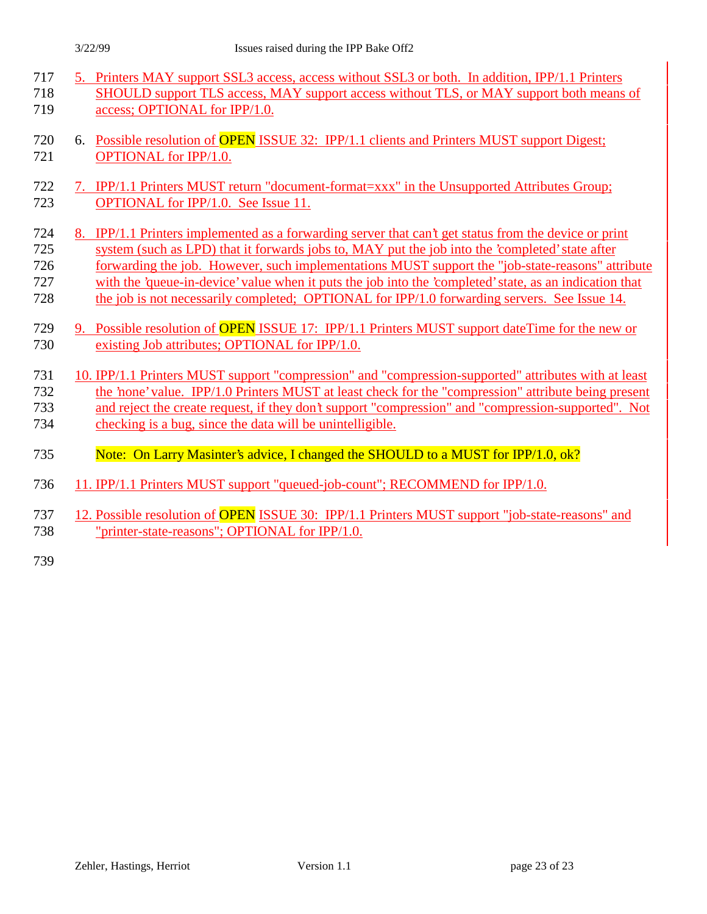5. Printers MAY support SSL3 access, access without SSL3 or both. In addition, IPP/1.1 Printers SHOULD support TLS access, MAY support access without TLS, or MAY support both means of access; OPTIONAL for IPP/1.0.

6. Possible resolution of OPEN ISSUE 32: IPP/1.1 clients and Printers MUST support Digest; OPTIONAL for IPP/1.0.

7. IPP/1.1 Printers MUST return "document-format=xxx" in the Unsupported Attributes Group; OPTIONAL for IPP/1.0. See Issue 11.

8. IPP/1.1 Printers implemented as a forwarding server that can't get status from the device or print system (such as LPD) that it forwards jobs to, MAY put the job into the 'completed' state after forwarding the job. However, such implementations MUST support the "job-state-reasons" attribute with the 'queue-in-device' value when it puts the job into the 'completed' state, as an indication that the job is not necessarily completed; OPTIONAL for IPP/1.0 forwarding servers. See Issue 14.

9. Possible resolution of OPEN ISSUE 17: IPP/1.1 Printers MUST support dateTime for the new or existing Job attributes; OPTIONAL for IPP/1.0.

10. IPP/1.1 Printers MUST support "compression" and "compression-supported" attributes with at least the 'none' value. IPP/1.0 Printers MUST at least check for the "compression" attribute being present and reject the create request, if they don't support "compression" and "compression-supported". Not checking is a bug, since the data will be unintelligible.

    Note: On Larry Masinter's advice, I changed the SHOULD to a MUST for IPP/1.0, ok?

11. IPP/1.1 Printers MUST support "queued-job-count"; RECOMMEND for IPP/1.0.

12. Possible resolution of OPEN ISSUE 30: IPP/1.1 Printers MUST support "job-state-reasons" and "printer-state-reasons"; OPTIONAL for IPP/1.0.